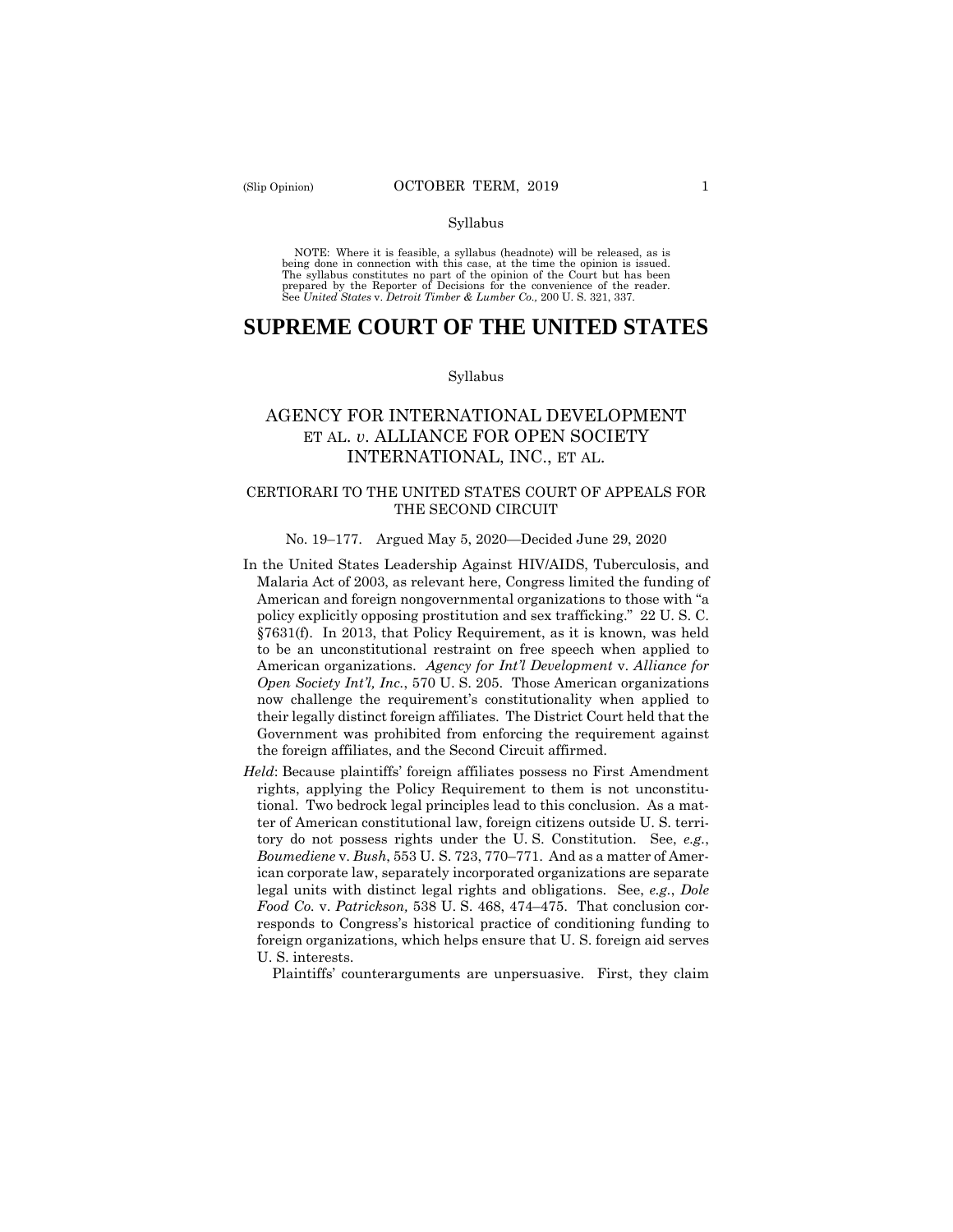Syllabus

NOTE: Where it is feasible, a syllabus (headnote) will be released, as is being done in connection with this case, at the time the opinion is issued. The syllabus constitutes no part of the opinion of the Court but has been prepared by the Reporter of Decisions for the convenience of the reader. See *United States* v. *Detroit Timber & Lumber Co.,* 200 U. S. 321, 337.

# SUPREME COURT OF THE UNITED STATES

Syllabus

## AGENCY FOR INTERNATIONAL DEVELOPMENT ET AL. *v*. ALLIANCE FOR OPEN SOCIETY INTERNATIONAL, INC., ET AL.

### CERTIORARI TO THE UNITED STATES COURT OF APPEALS FOR THE SECOND CIRCUIT

No. 19–177. Argued May 5, 2020—Decided June 29, 2020

In the United States Leadership Against HIV/AIDS, Tuberculosis, and Malaria Act of 2003, as relevant here, Congress limited the funding of American and foreign nongovernmental organizations to those with "a policy explicitly opposing prostitution and sex trafficking." 22 U. S. C. §7631(f). In 2013, that Policy Requirement, as it is known, was held to be an unconstitutional restraint on free speech when applied to American organizations. *Agency for Int'l Development* v. *Alliance for Open Society Int'l, Inc.*, 570 U. S. 205. Those American organizations now challenge the requirement's constitutionality when applied to their legally distinct foreign affiliates. The District Court held that the Government was prohibited from enforcing the requirement against the foreign affiliates, and the Second Circuit affirmed.

*Held*: Because plaintiffs' foreign affiliates possess no First Amendment rights, applying the Policy Requirement to them is not unconstitutional. Two bedrock legal principles lead to this conclusion. As a matter of American constitutional law, foreign citizens outside U. S. territory do not possess rights under the U. S. Constitution. See, *e.g.*, *Boumediene* v. *Bush*, 553 U. S. 723, 770–771. And as a matter of American corporate law, separately incorporated organizations are separate legal units with distinct legal rights and obligations. See, *e.g.*, *Dole Food Co.* v. *Patrickson,* 538 U. S. 468, 474–475. That conclusion corresponds to Congress's historical practice of conditioning funding to foreign organizations, which helps ensure that U. S. foreign aid serves U. S. interests.

Plaintiffs' counterarguments are unpersuasive. First, they claim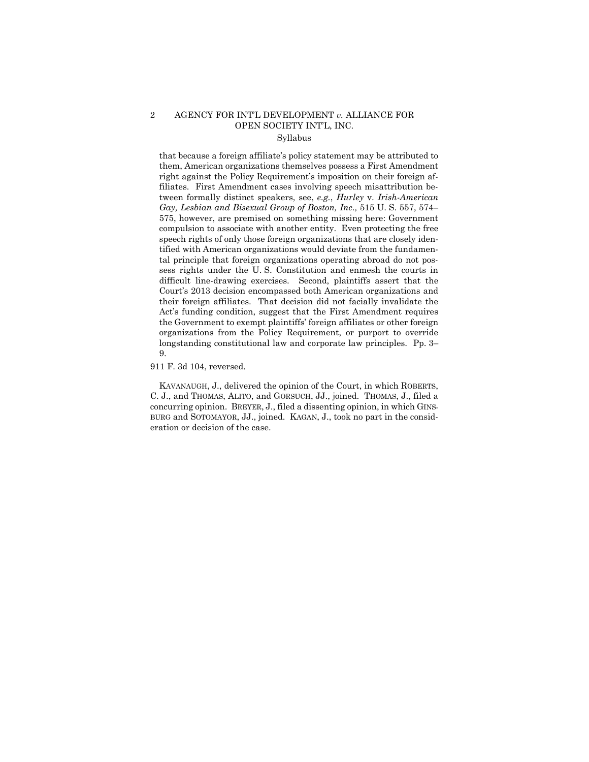that because a foreign affiliate's policy statement may be attributed to them, American organizations themselves possess a First Amendment right against the Policy Requirement's imposition on their foreign affiliates. First Amendment cases involving speech misattribution between formally distinct speakers, see, *e.g.*, *Hurley* v. *Irish-American Gay, Lesbian and Bisexual Group of Boston, Inc.,* 515 U. S. 557, 574–575, however, are premised on something missing here: Government compulsion to associate with another entity. Even protecting the free speech rights of only those foreign organizations that are closely identified with American organizations would deviate from the fundamental principle that foreign organizations operating abroad do not possess rights under the U. S. Constitution and enmesh the courts in difficult line-drawing exercises. Second, plaintiffs assert that the Court's 2013 decision encompassed both American organizations and their foreign affiliates. That decision did not facially invalidate the Act's funding condition, suggest that the First Amendment requires the Government to exempt plaintiffs' foreign affiliates or other foreign organizations from the Policy Requirement, or purport to override longstanding constitutional law and corporate law principles. Pp. 3–9.

911 F. 3d 104, reversed.

KAVANAUGH, J., delivered the opinion of the Court, in which ROBERTS, C. J., and THOMAS, ALITO, and GORSUCH, JJ., joined. THOMAS, J., filed a concurring opinion. BREYER, J., filed a dissenting opinion, in which GINSBURG and SOTOMAYOR, JJ., joined. KAGAN, J., took no part in the consideration or decision of the case.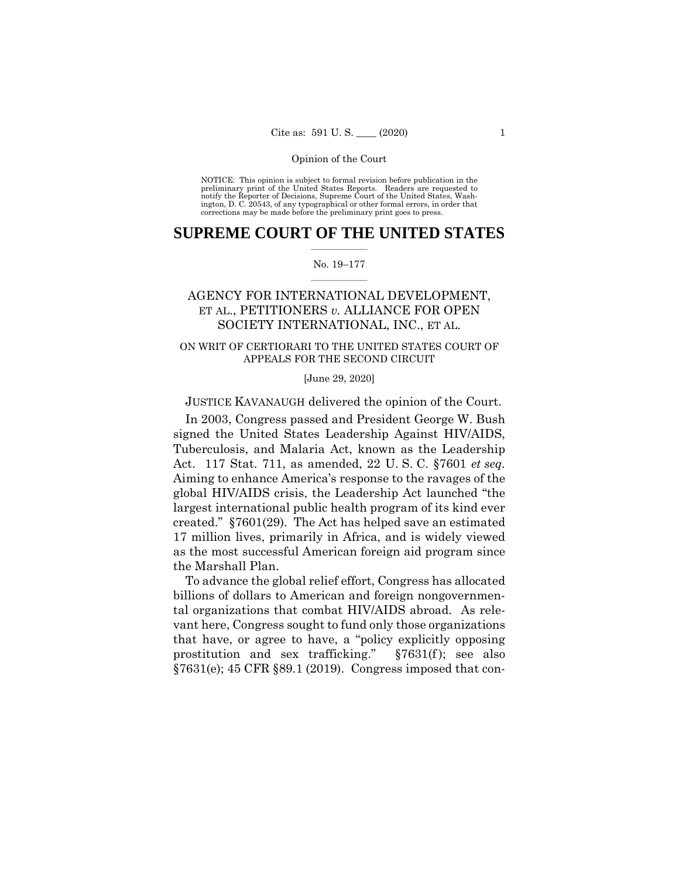NOTICE: This opinion is subject to formal revision before publication in the preliminary print of the United States Reports. Readers are requested to notify the Reporter of Decisions, Supreme Court of the United States, Washington, D. C. 20543, of any typographical or other formal errors, in order that corrections may be made before the preliminary print goes to press.

# SUPREME COURT OF THE UNITED STATES

No. 19–177

AGENCY FOR INTERNATIONAL DEVELOPMENT, ET AL., PETITIONERS *v.* ALLIANCE FOR OPEN SOCIETY INTERNATIONAL, INC., ET AL.

ON WRIT OF CERTIORARI TO THE UNITED STATES COURT OF APPEALS FOR THE SECOND CIRCUIT

[June 29, 2020]

JUSTICE KAVANAUGH delivered the opinion of the Court.

In 2003, Congress passed and President George W. Bush signed the United States Leadership Against HIV/AIDS, Tuberculosis, and Malaria Act, known as the Leadership Act. 117 Stat. 711, as amended, 22 U. S. C. §7601 *et seq.* Aiming to enhance America's response to the ravages of the global HIV/AIDS crisis, the Leadership Act launched "the largest international public health program of its kind ever created." §7601(29). The Act has helped save an estimated 17 million lives, primarily in Africa, and is widely viewed as the most successful American foreign aid program since the Marshall Plan.

To advance the global relief effort, Congress has allocated billions of dollars to American and foreign nongovernmental organizations that combat HIV/AIDS abroad. As relevant here, Congress sought to fund only those organizations that have, or agree to have, a "policy explicitly opposing prostitution and sex trafficking." §7631(f); see also §7631(e); 45 CFR §89.1 (2019). Congress imposed that con-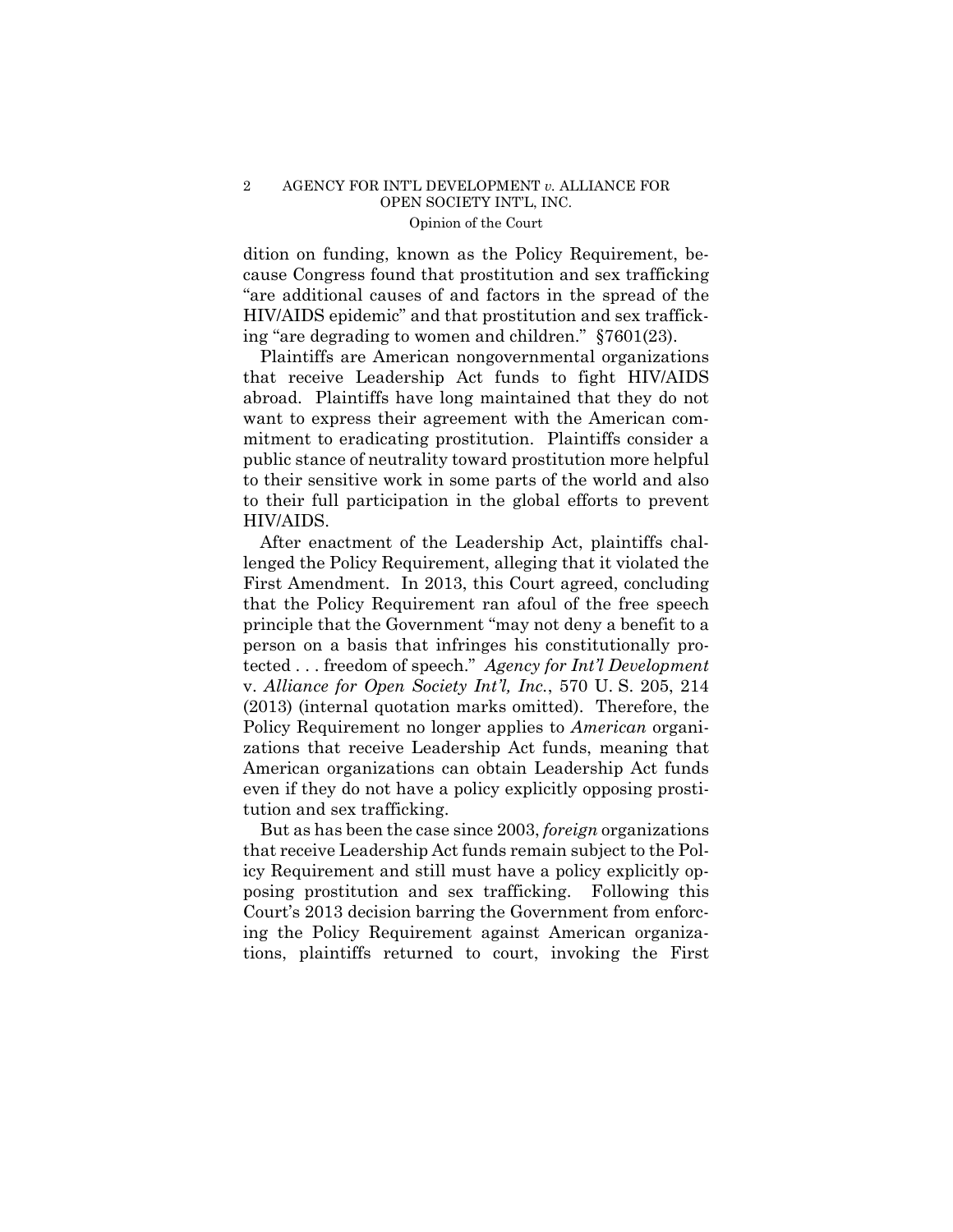dition on funding, known as the Policy Requirement, because Congress found that prostitution and sex trafficking "are additional causes of and factors in the spread of the HIV/AIDS epidemic" and that prostitution and sex trafficking "are degrading to women and children." §7601(23).

Plaintiffs are American nongovernmental organizations that receive Leadership Act funds to fight HIV/AIDS abroad. Plaintiffs have long maintained that they do not want to express their agreement with the American commitment to eradicating prostitution. Plaintiffs consider a public stance of neutrality toward prostitution more helpful to their sensitive work in some parts of the world and also to their full participation in the global efforts to prevent HIV/AIDS.

After enactment of the Leadership Act, plaintiffs challenged the Policy Requirement, alleging that it violated the First Amendment. In 2013, this Court agreed, concluding that the Policy Requirement ran afoul of the free speech principle that the Government "may not deny a benefit to a person on a basis that infringes his constitutionally protected . . . freedom of speech." *Agency for Int'l Development* v. *Alliance for Open Society Int'l, Inc.*, 570 U. S. 205, 214 (2013) (internal quotation marks omitted). Therefore, the Policy Requirement no longer applies to *American* organizations that receive Leadership Act funds, meaning that American organizations can obtain Leadership Act funds even if they do not have a policy explicitly opposing prostitution and sex trafficking.

But as has been the case since 2003, *foreign* organizations that receive Leadership Act funds remain subject to the Policy Requirement and still must have a policy explicitly opposing prostitution and sex trafficking. Following this Court's 2013 decision barring the Government from enforcing the Policy Requirement against American organizations, plaintiffs returned to court, invoking the First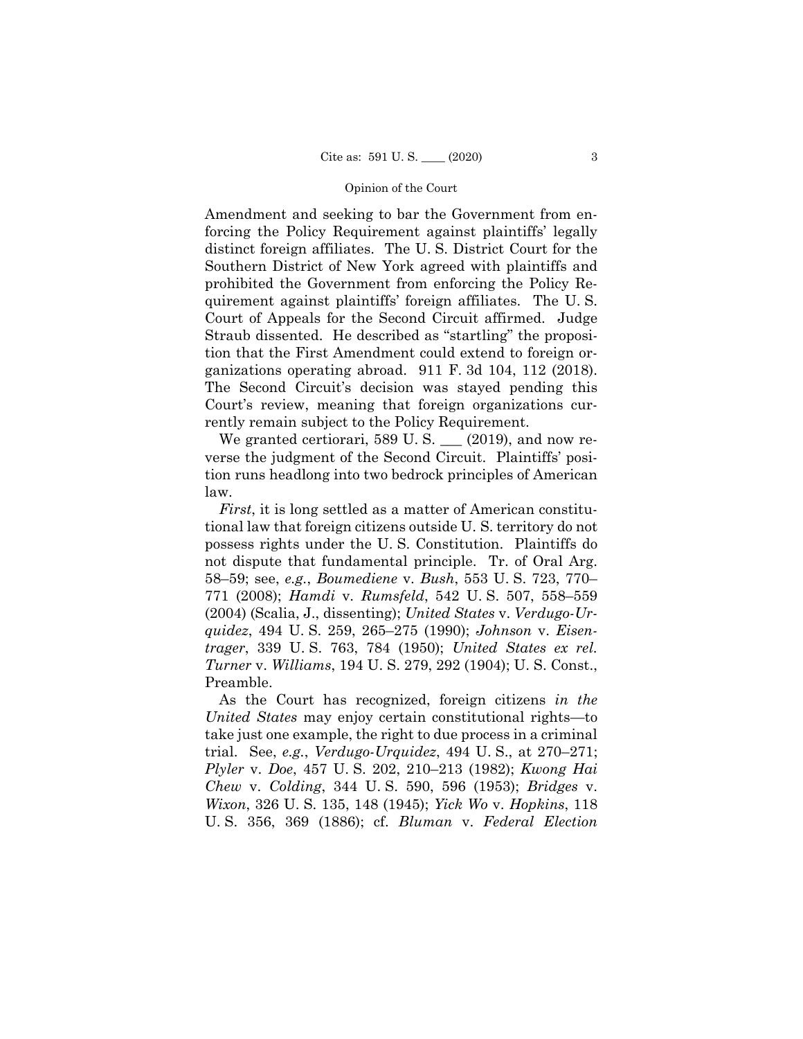Amendment and seeking to bar the Government from enforcing the Policy Requirement against plaintiffs' legally distinct foreign affiliates. The U. S. District Court for the Southern District of New York agreed with plaintiffs and prohibited the Government from enforcing the Policy Requirement against plaintiffs' foreign affiliates. The U. S. Court of Appeals for the Second Circuit affirmed. Judge Straub dissented. He described as "startling" the proposition that the First Amendment could extend to foreign organizations operating abroad. 911 F. 3d 104, 112 (2018). The Second Circuit's decision was stayed pending this Court's review, meaning that foreign organizations currently remain subject to the Policy Requirement.

We granted certiorari, 589 U. S. ___ (2019), and now reverse the judgment of the Second Circuit. Plaintiffs' position runs headlong into two bedrock principles of American law.

*First*, it is long settled as a matter of American constitutional law that foreign citizens outside U. S. territory do not possess rights under the U. S. Constitution. Plaintiffs do not dispute that fundamental principle. Tr. of Oral Arg. 58–59; see, *e.g.*, *Boumediene* v. *Bush*, 553 U. S. 723, 770–771 (2008); *Hamdi* v. *Rumsfeld*, 542 U. S. 507, 558–559 (2004) (Scalia, J., dissenting); *United States* v. *Verdugo-Urquidez*, 494 U. S. 259, 265–275 (1990); *Johnson* v. *Eisentrager*, 339 U. S. 763, 784 (1950); *United States ex rel. Turner* v. *Williams*, 194 U. S. 279, 292 (1904); U. S. Const., Preamble.

As the Court has recognized, foreign citizens *in the United States* may enjoy certain constitutional rights—to take just one example, the right to due process in a criminal trial. See, *e.g.*, *Verdugo-Urquidez*, 494 U. S., at 270–271; *Plyler* v. *Doe*, 457 U. S. 202, 210–213 (1982); *Kwong Hai Chew* v. *Colding*, 344 U. S. 590, 596 (1953); *Bridges* v. *Wixon*, 326 U. S. 135, 148 (1945); *Yick Wo* v. *Hopkins*, 118 U. S. 356, 369 (1886); cf. *Bluman* v. *Federal Election*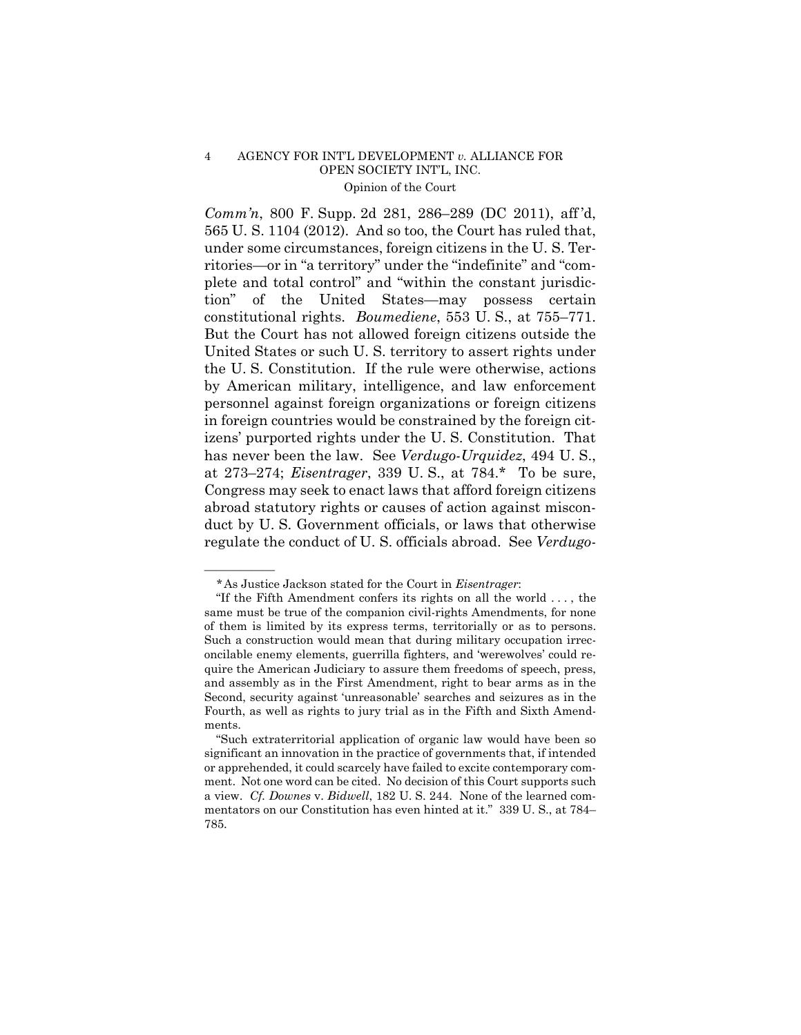*Comm'n*, 800 F. Supp. 2d 281, 286–289 (DC 2011), aff'd, 565 U. S. 1104 (2012). And so too, the Court has ruled that, under some circumstances, foreign citizens in the U. S. Territories—or in "a territory" under the "indefinite" and "complete and total control" and "within the constant jurisdiction" of the United States—may possess certain constitutional rights. *Boumediene*, 553 U. S., at 755–771. But the Court has not allowed foreign citizens outside the United States or such U. S. territory to assert rights under the U. S. Constitution. If the rule were otherwise, actions by American military, intelligence, and law enforcement personnel against foreign organizations or foreign citizens in foreign countries would be constrained by the foreign citizens' purported rights under the U. S. Constitution. That has never been the law. See *Verdugo-Urquidez*, 494 U. S., at 273–274; *Eisentrager*, 339 U. S., at 784.* To be sure, Congress may seek to enact laws that afford foreign citizens abroad statutory rights or causes of action against misconduct by U. S. Government officials, or laws that otherwise regulate the conduct of U. S. officials abroad. See *Verdugo-*

---

*As Justice Jackson stated for the Court in *Eisentrager*:

"If the Fifth Amendment confers its rights on all the world . . . , the same must be true of the companion civil-rights Amendments, for none of them is limited by its express terms, territorially or as to persons. Such a construction would mean that during military occupation irreconcilable enemy elements, guerrilla fighters, and 'werewolves' could require the American Judiciary to assure them freedoms of speech, press, and assembly as in the First Amendment, right to bear arms as in the Second, security against 'unreasonable' searches and seizures as in the Fourth, as well as rights to jury trial as in the Fifth and Sixth Amendments.

"Such extraterritorial application of organic law would have been so significant an innovation in the practice of governments that, if intended or apprehended, it could scarcely have failed to excite contemporary comment. Not one word can be cited. No decision of this Court supports such a view. *Cf. Downes* v. *Bidwell*, 182 U. S. 244. None of the learned commentators on our Constitution has even hinted at it." 339 U. S., at 784–785.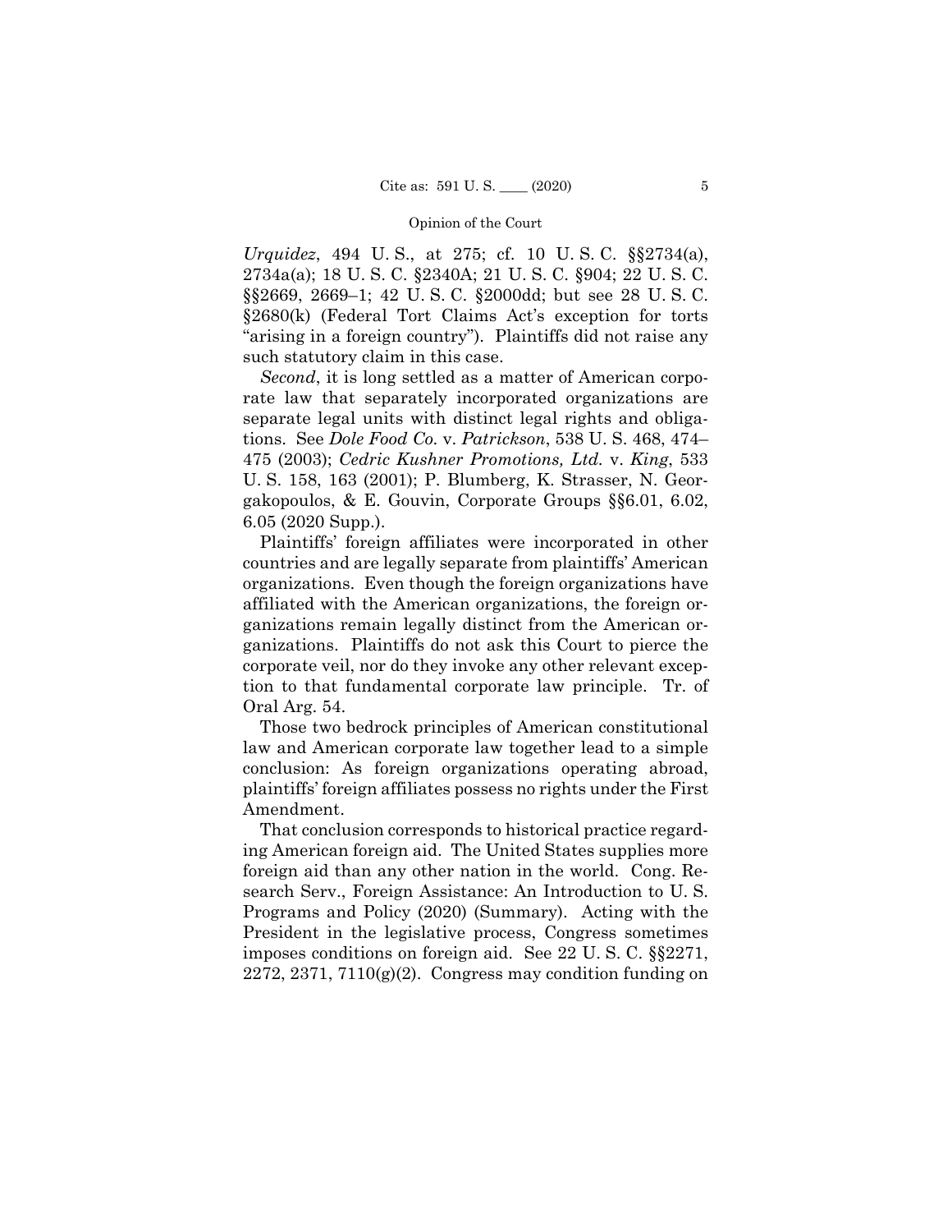*Urquidez*, 494 U. S., at 275; cf. 10 U. S. C. §§2734(a), 2734a(a); 18 U. S. C. §2340A; 21 U. S. C. §904; 22 U. S. C. §§2669, 2669–1; 42 U. S. C. §2000dd; but see 28 U. S. C. §2680(k) (Federal Tort Claims Act's exception for torts "arising in a foreign country"). Plaintiffs did not raise any such statutory claim in this case.

*Second*, it is long settled as a matter of American corporate law that separately incorporated organizations are separate legal units with distinct legal rights and obligations. See *Dole Food Co.* v. *Patrickson*, 538 U. S. 468, 474–475 (2003); *Cedric Kushner Promotions, Ltd.* v. *King*, 533 U. S. 158, 163 (2001); P. Blumberg, K. Strasser, N. Georgakopoulos, & E. Gouvin, Corporate Groups §§6.01, 6.02, 6.05 (2020 Supp.).

Plaintiffs' foreign affiliates were incorporated in other countries and are legally separate from plaintiffs' American organizations. Even though the foreign organizations have affiliated with the American organizations, the foreign organizations remain legally distinct from the American organizations. Plaintiffs do not ask this Court to pierce the corporate veil, nor do they invoke any other relevant exception to that fundamental corporate law principle. Tr. of Oral Arg. 54.

Those two bedrock principles of American constitutional law and American corporate law together lead to a simple conclusion: As foreign organizations operating abroad, plaintiffs' foreign affiliates possess no rights under the First Amendment.

That conclusion corresponds to historical practice regarding American foreign aid. The United States supplies more foreign aid than any other nation in the world. Cong. Research Serv., Foreign Assistance: An Introduction to U. S. Programs and Policy (2020) (Summary). Acting with the President in the legislative process, Congress sometimes imposes conditions on foreign aid. See 22 U. S. C. §§2271, 2272, 2371, 7110(g)(2). Congress may condition funding on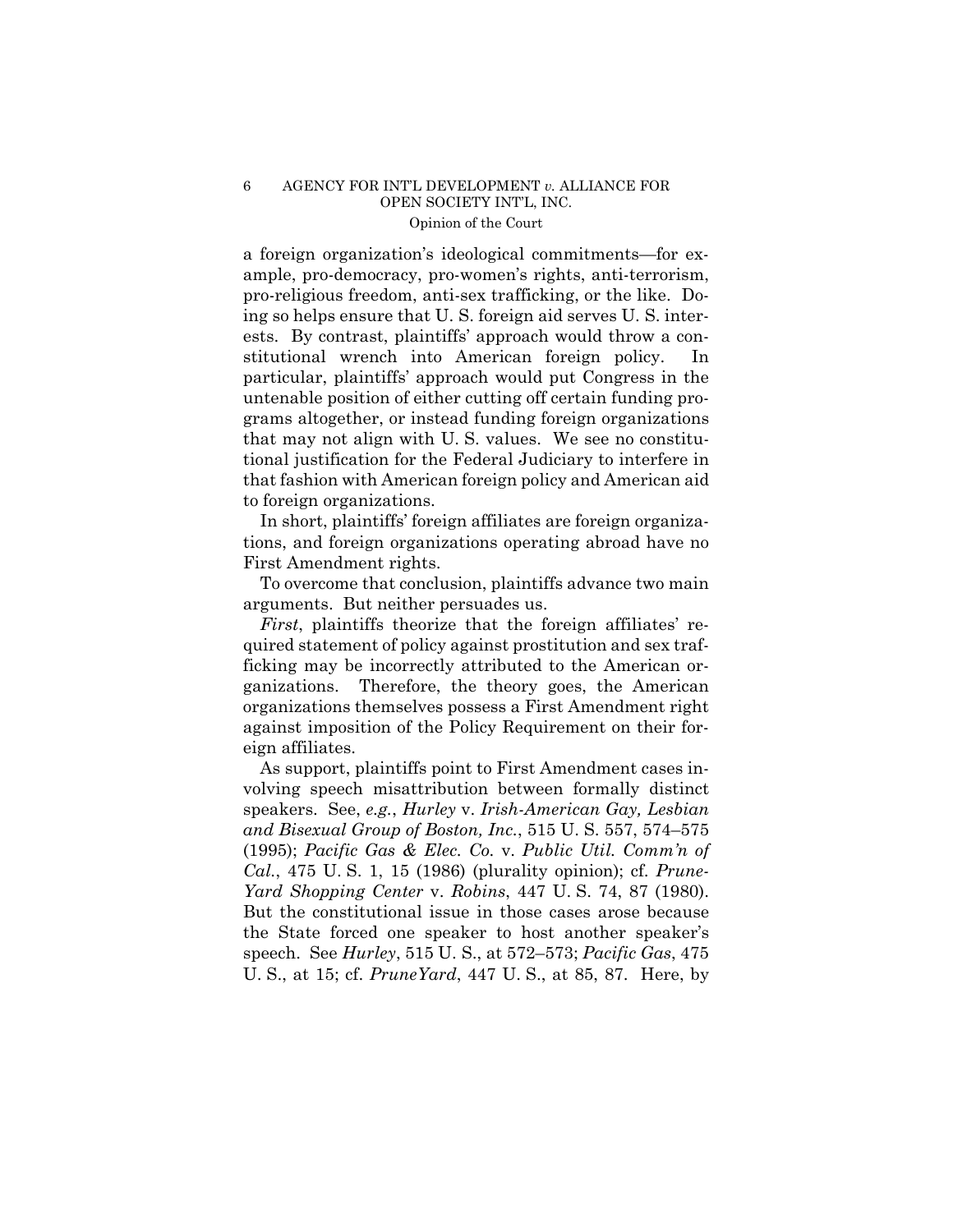a foreign organization's ideological commitments—for example, pro-democracy, pro-women's rights, anti-terrorism, pro-religious freedom, anti-sex trafficking, or the like. Doing so helps ensure that U. S. foreign aid serves U. S. interests. By contrast, plaintiffs' approach would throw a constitutional wrench into American foreign policy. In particular, plaintiffs' approach would put Congress in the untenable position of either cutting off certain funding programs altogether, or instead funding foreign organizations that may not align with U. S. values. We see no constitutional justification for the Federal Judiciary to interfere in that fashion with American foreign policy and American aid to foreign organizations.

In short, plaintiffs' foreign affiliates are foreign organizations, and foreign organizations operating abroad have no First Amendment rights.

To overcome that conclusion, plaintiffs advance two main arguments. But neither persuades us.

*First*, plaintiffs theorize that the foreign affiliates' required statement of policy against prostitution and sex trafficking may be incorrectly attributed to the American organizations. Therefore, the theory goes, the American organizations themselves possess a First Amendment right against imposition of the Policy Requirement on their foreign affiliates.

As support, plaintiffs point to First Amendment cases involving speech misattribution between formally distinct speakers. See, *e.g.*, *Hurley* v. *Irish-American Gay, Lesbian and Bisexual Group of Boston, Inc.*, 515 U. S. 557, 574–575 (1995); *Pacific Gas & Elec. Co.* v. *Public Util. Comm'n of Cal.*, 475 U. S. 1, 15 (1986) (plurality opinion); cf. *PruneYard Shopping Center* v. *Robins*, 447 U. S. 74, 87 (1980). But the constitutional issue in those cases arose because the State forced one speaker to host another speaker's speech. See *Hurley*, 515 U. S., at 572–573; *Pacific Gas*, 475 U. S., at 15; cf. *PruneYard*, 447 U. S., at 85, 87. Here, by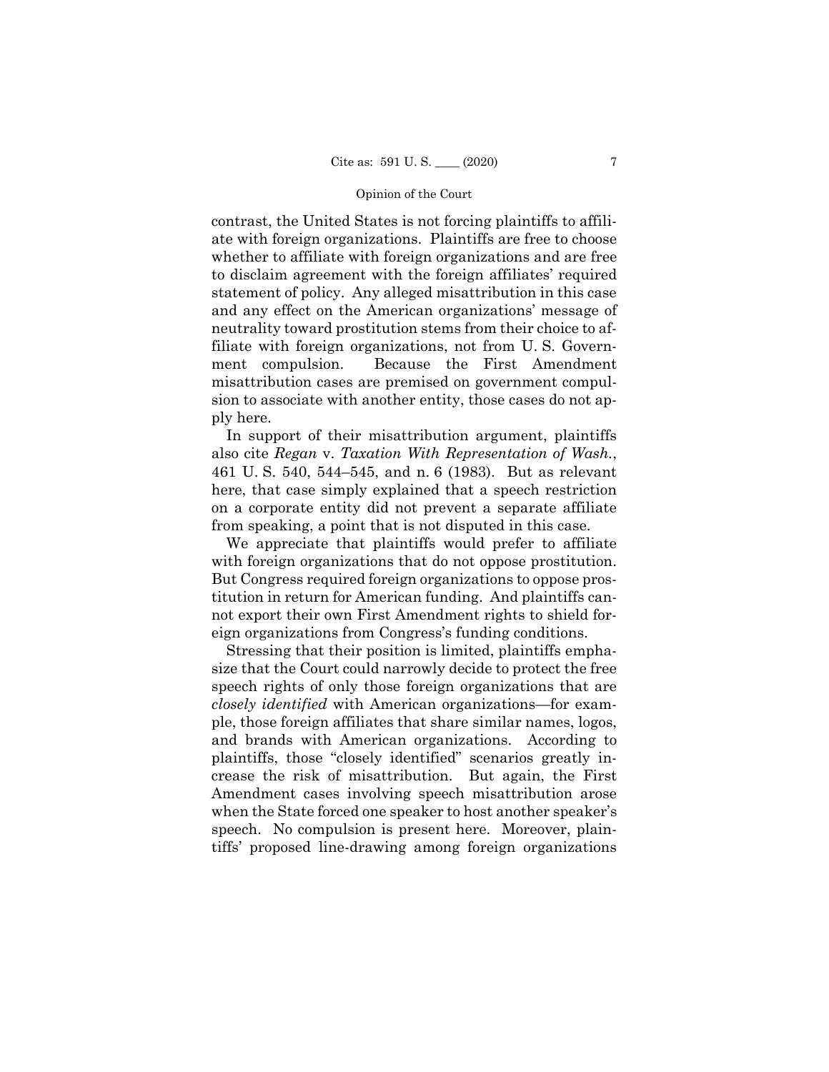contrast, the United States is not forcing plaintiffs to affiliate with foreign organizations. Plaintiffs are free to choose whether to affiliate with foreign organizations and are free to disclaim agreement with the foreign affiliates' required statement of policy. Any alleged misattribution in this case and any effect on the American organizations' message of neutrality toward prostitution stems from their choice to affiliate with foreign organizations, not from U. S. Government compulsion. Because the First Amendment misattribution cases are premised on government compulsion to associate with another entity, those cases do not apply here.

In support of their misattribution argument, plaintiffs also cite *Regan* v. *Taxation With Representation of Wash.*, 461 U. S. 540, 544–545, and n. 6 (1983). But as relevant here, that case simply explained that a speech restriction on a corporate entity did not prevent a separate affiliate from speaking, a point that is not disputed in this case.

We appreciate that plaintiffs would prefer to affiliate with foreign organizations that do not oppose prostitution. But Congress required foreign organizations to oppose prostitution in return for American funding. And plaintiffs cannot export their own First Amendment rights to shield foreign organizations from Congress's funding conditions.

Stressing that their position is limited, plaintiffs emphasize that the Court could narrowly decide to protect the free speech rights of only those foreign organizations that are *closely identified* with American organizations—for example, those foreign affiliates that share similar names, logos, and brands with American organizations. According to plaintiffs, those "closely identified" scenarios greatly increase the risk of misattribution. But again, the First Amendment cases involving speech misattribution arose when the State forced one speaker to host another speaker's speech. No compulsion is present here. Moreover, plaintiffs' proposed line-drawing among foreign organizations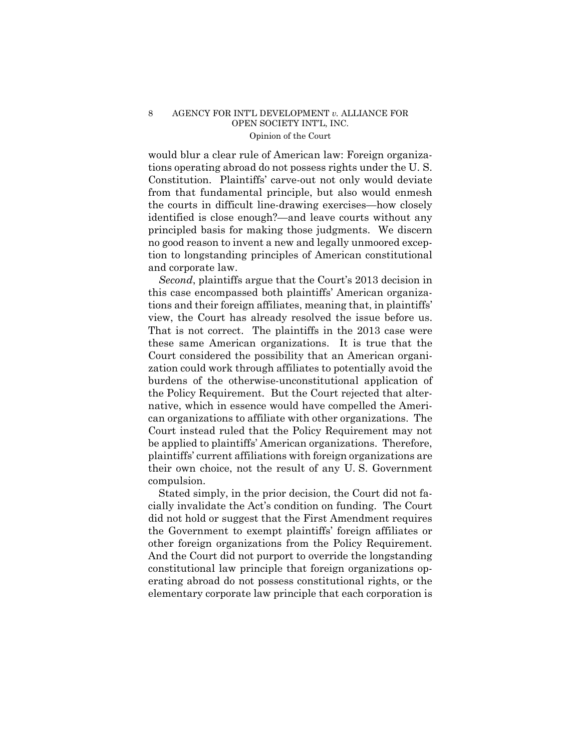would blur a clear rule of American law: Foreign organizations operating abroad do not possess rights under the U. S. Constitution. Plaintiffs' carve-out not only would deviate from that fundamental principle, but also would enmesh the courts in difficult line-drawing exercises—how closely identified is close enough?—and leave courts without any principled basis for making those judgments. We discern no good reason to invent a new and legally unmoored exception to longstanding principles of American constitutional and corporate law.

*Second*, plaintiffs argue that the Court's 2013 decision in this case encompassed both plaintiffs' American organizations and their foreign affiliates, meaning that, in plaintiffs' view, the Court has already resolved the issue before us. That is not correct. The plaintiffs in the 2013 case were these same American organizations. It is true that the Court considered the possibility that an American organization could work through affiliates to potentially avoid the burdens of the otherwise-unconstitutional application of the Policy Requirement. But the Court rejected that alternative, which in essence would have compelled the American organizations to affiliate with other organizations. The Court instead ruled that the Policy Requirement may not be applied to plaintiffs' American organizations. Therefore, plaintiffs' current affiliations with foreign organizations are their own choice, not the result of any U. S. Government compulsion.

Stated simply, in the prior decision, the Court did not facially invalidate the Act's condition on funding. The Court did not hold or suggest that the First Amendment requires the Government to exempt plaintiffs' foreign affiliates or other foreign organizations from the Policy Requirement. And the Court did not purport to override the longstanding constitutional law principle that foreign organizations operating abroad do not possess constitutional rights, or the elementary corporate law principle that each corporation is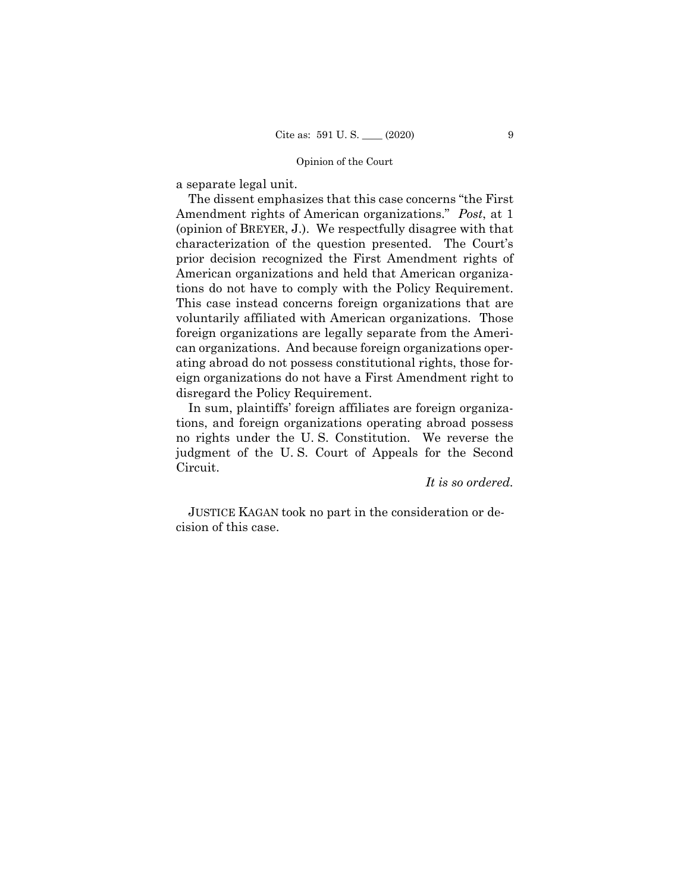a separate legal unit.

The dissent emphasizes that this case concerns "the First Amendment rights of American organizations." *Post*, at 1 (opinion of BREYER, J.). We respectfully disagree with that characterization of the question presented. The Court's prior decision recognized the First Amendment rights of American organizations and held that American organizations do not have to comply with the Policy Requirement. This case instead concerns foreign organizations that are voluntarily affiliated with American organizations. Those foreign organizations are legally separate from the American organizations. And because foreign organizations operating abroad do not possess constitutional rights, those foreign organizations do not have a First Amendment right to disregard the Policy Requirement.

In sum, plaintiffs' foreign affiliates are foreign organizations, and foreign organizations operating abroad possess no rights under the U. S. Constitution. We reverse the judgment of the U. S. Court of Appeals for the Second Circuit.

*It is so ordered.*

JUSTICE KAGAN took no part in the consideration or decision of this case.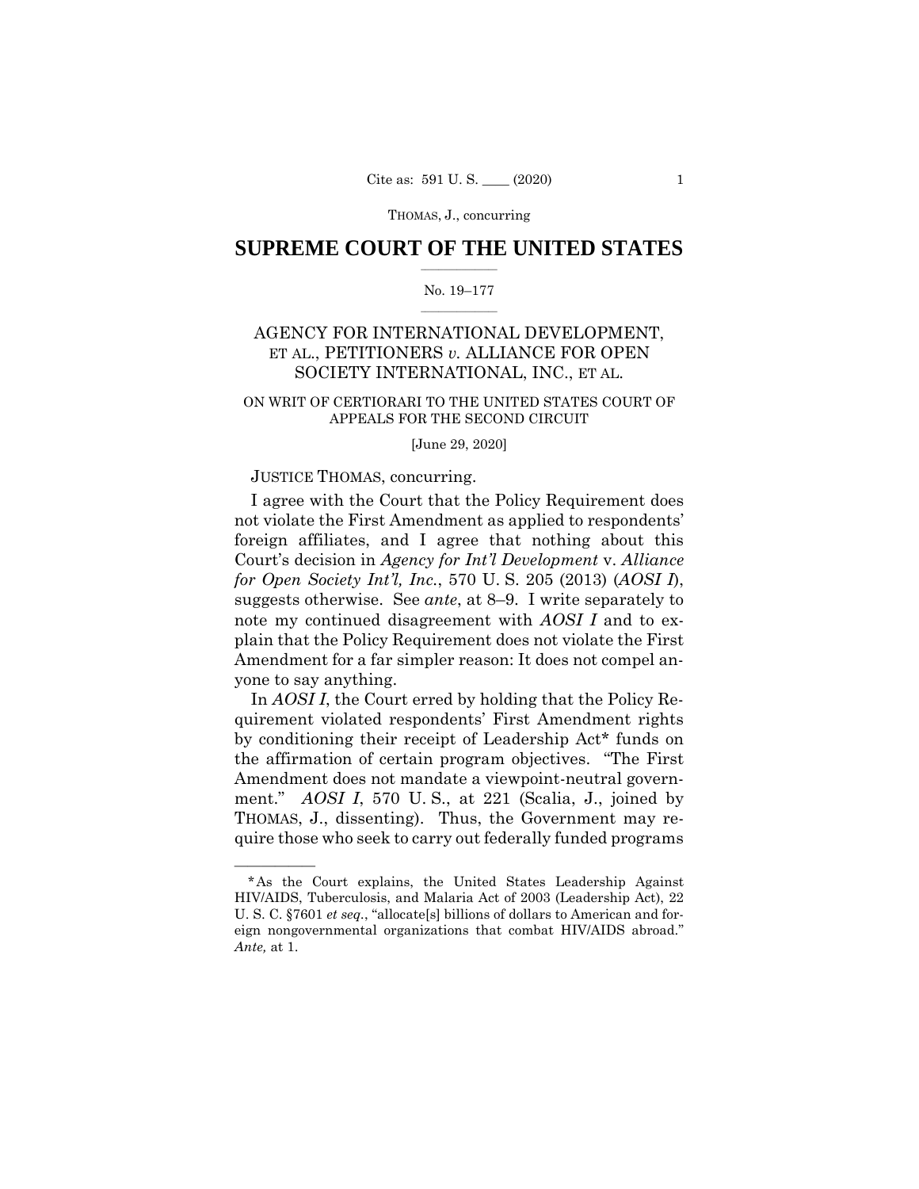THOMAS, J., concurring

# SUPREME COURT OF THE UNITED STATES

No. 19–177

AGENCY FOR INTERNATIONAL DEVELOPMENT, ET AL., PETITIONERS *v.* ALLIANCE FOR OPEN SOCIETY INTERNATIONAL, INC., ET AL.

ON WRIT OF CERTIORARI TO THE UNITED STATES COURT OF APPEALS FOR THE SECOND CIRCUIT

[June 29, 2020]

JUSTICE THOMAS, concurring.

I agree with the Court that the Policy Requirement does not violate the First Amendment as applied to respondents' foreign affiliates, and I agree that nothing about this Court's decision in *Agency for Int'l Development* v. *Alliance for Open Society Int'l, Inc.*, 570 U. S. 205 (2013) (*AOSI I*), suggests otherwise. See *ante*, at 8–9. I write separately to note my continued disagreement with *AOSI I* and to explain that the Policy Requirement does not violate the First Amendment for a far simpler reason: It does not compel anyone to say anything.

In *AOSI I*, the Court erred by holding that the Policy Requirement violated respondents' First Amendment rights by conditioning their receipt of Leadership Act* funds on the affirmation of certain program objectives. "The First Amendment does not mandate a viewpoint-neutral government." *AOSI I*, 570 U. S., at 221 (Scalia, J., joined by THOMAS, J., dissenting). Thus, the Government may require those who seek to carry out federally funded programs

---

*As the Court explains, the United States Leadership Against HIV/AIDS, Tuberculosis, and Malaria Act of 2003 (Leadership Act), 22 U. S. C. §7601 *et seq.*, "allocate[s] billions of dollars to American and foreign nongovernmental organizations that combat HIV/AIDS abroad." *Ante,* at 1.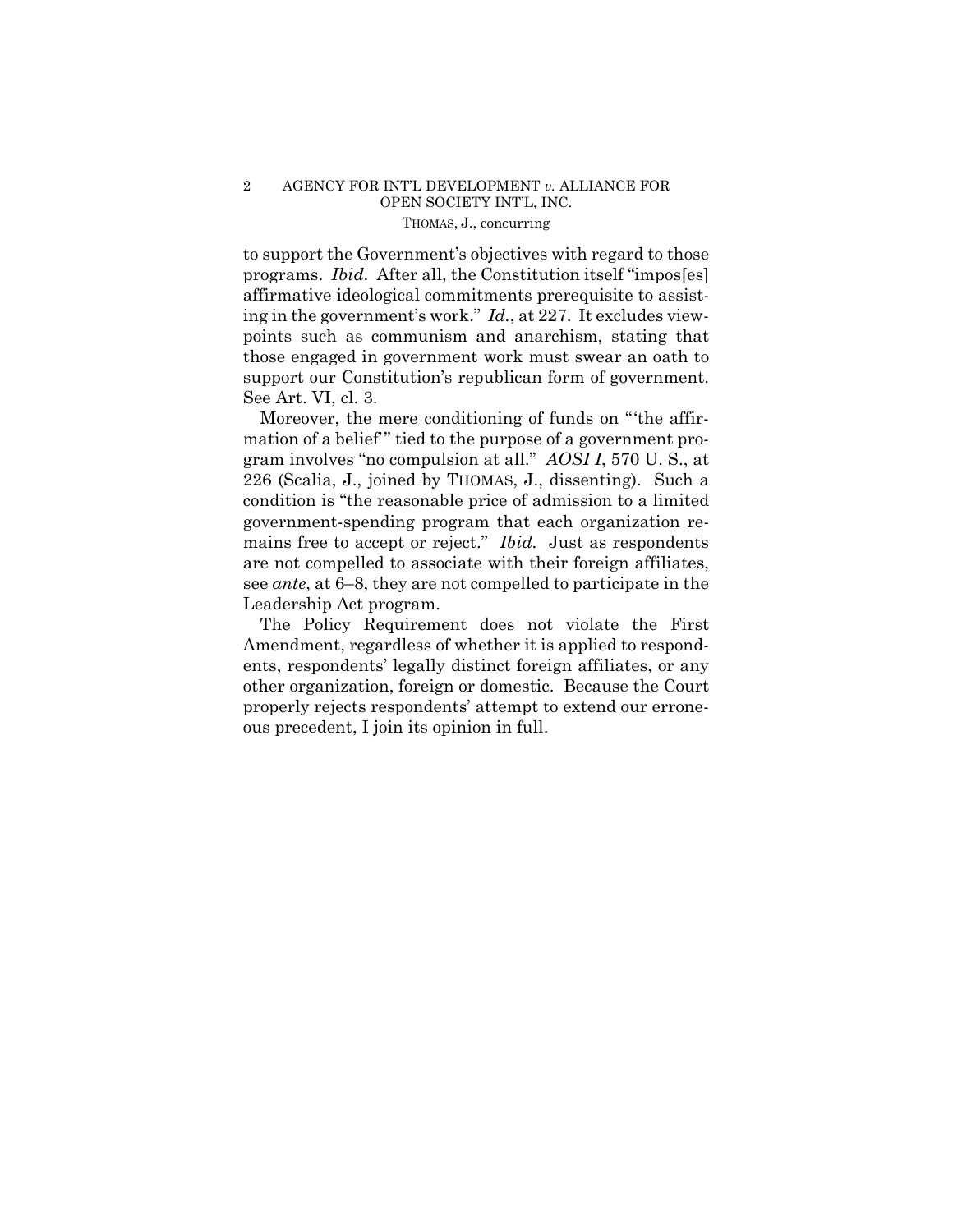to support the Government's objectives with regard to those programs. *Ibid.* After all, the Constitution itself "impos[es] affirmative ideological commitments prerequisite to assisting in the government's work." *Id.*, at 227. It excludes viewpoints such as communism and anarchism, stating that those engaged in government work must swear an oath to support our Constitution's republican form of government. See Art. VI, cl. 3.

Moreover, the mere conditioning of funds on " 'the affirmation of a belief' " tied to the purpose of a government program involves "no compulsion at all." *AOSI I*, 570 U. S., at 226 (Scalia, J., joined by THOMAS, J., dissenting). Such a condition is "the reasonable price of admission to a limited government-spending program that each organization remains free to accept or reject." *Ibid.* Just as respondents are not compelled to associate with their foreign affiliates, see *ante*, at 6–8, they are not compelled to participate in the Leadership Act program.

The Policy Requirement does not violate the First Amendment, regardless of whether it is applied to respondents, respondents' legally distinct foreign affiliates, or any other organization, foreign or domestic. Because the Court properly rejects respondents' attempt to extend our erroneous precedent, I join its opinion in full.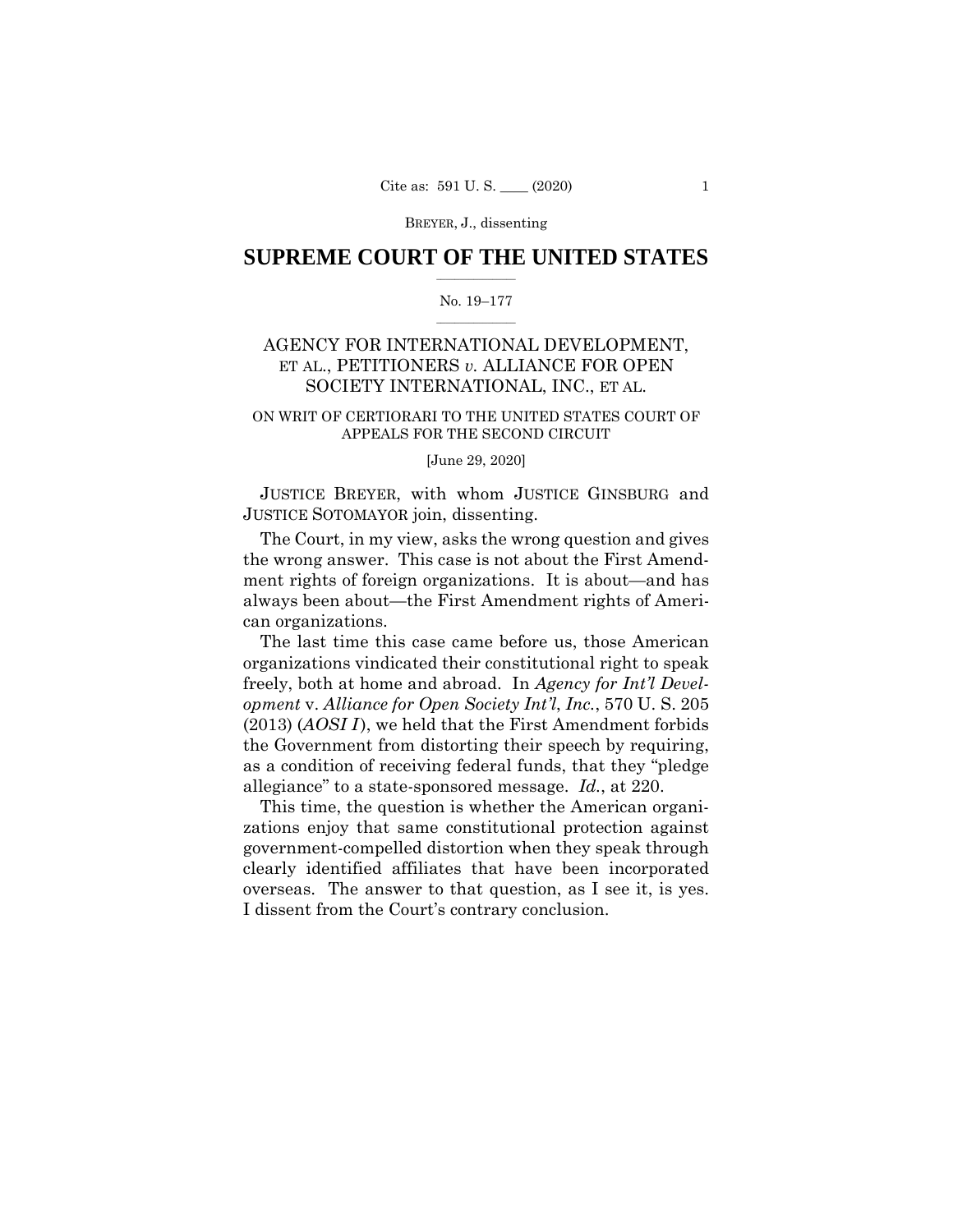# SUPREME COURT OF THE UNITED STATES

No. 19–177

AGENCY FOR INTERNATIONAL DEVELOPMENT, ET AL., PETITIONERS *v.* ALLIANCE FOR OPEN SOCIETY INTERNATIONAL, INC., ET AL.

ON WRIT OF CERTIORARI TO THE UNITED STATES COURT OF APPEALS FOR THE SECOND CIRCUIT

[June 29, 2020]

JUSTICE BREYER, with whom JUSTICE GINSBURG and JUSTICE SOTOMAYOR join, dissenting.

The Court, in my view, asks the wrong question and gives the wrong answer. This case is not about the First Amendment rights of foreign organizations. It is about—and has always been about—the First Amendment rights of American organizations.

The last time this case came before us, those American organizations vindicated their constitutional right to speak freely, both at home and abroad. In *Agency for Int'l Development* v. *Alliance for Open Society Int'l*, *Inc.*, 570 U. S. 205 (2013) (*AOSI I*), we held that the First Amendment forbids the Government from distorting their speech by requiring, as a condition of receiving federal funds, that they "pledge allegiance" to a state-sponsored message. *Id.*, at 220.

This time, the question is whether the American organizations enjoy that same constitutional protection against government-compelled distortion when they speak through clearly identified affiliates that have been incorporated overseas. The answer to that question, as I see it, is yes. I dissent from the Court's contrary conclusion.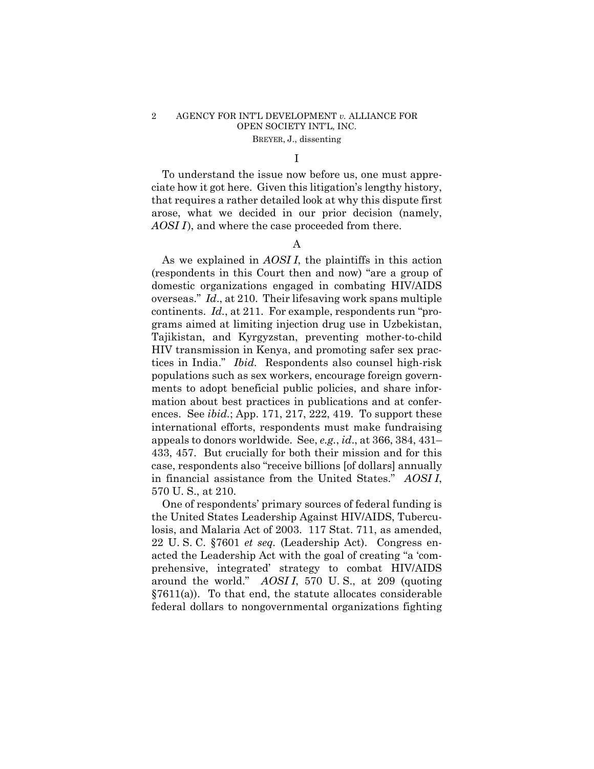## I

To understand the issue now before us, one must appreciate how it got here. Given this litigation's lengthy history, that requires a rather detailed look at why this dispute first arose, what we decided in our prior decision (namely, *AOSI I*), and where the case proceeded from there.

### A

As we explained in *AOSI I*, the plaintiffs in this action (respondents in this Court then and now) "are a group of domestic organizations engaged in combating HIV/AIDS overseas." *Id*., at 210. Their lifesaving work spans multiple continents. *Id*., at 211. For example, respondents run "programs aimed at limiting injection drug use in Uzbekistan, Tajikistan, and Kyrgyzstan, preventing mother-to-child HIV transmission in Kenya, and promoting safer sex practices in India." *Ibid*. Respondents also counsel high-risk populations such as sex workers, encourage foreign governments to adopt beneficial public policies, and share information about best practices in publications and at conferences. See *ibid*.; App. 171, 217, 222, 419. To support these international efforts, respondents must make fundraising appeals to donors worldwide. See, *e.g.*, *id*., at 366, 384, 431–433, 457. But crucially for both their mission and for this case, respondents also "receive billions [of dollars] annually in financial assistance from the United States." *AOSI I*, 570 U. S., at 210.

One of respondents' primary sources of federal funding is the United States Leadership Against HIV/AIDS, Tuberculosis, and Malaria Act of 2003. 117 Stat. 711, as amended, 22 U. S. C. §7601 *et seq*. (Leadership Act). Congress enacted the Leadership Act with the goal of creating "a 'comprehensive, integrated' strategy to combat HIV/AIDS around the world." *AOSI I*, 570 U. S., at 209 (quoting §7611(a)). To that end, the statute allocates considerable federal dollars to nongovernmental organizations fighting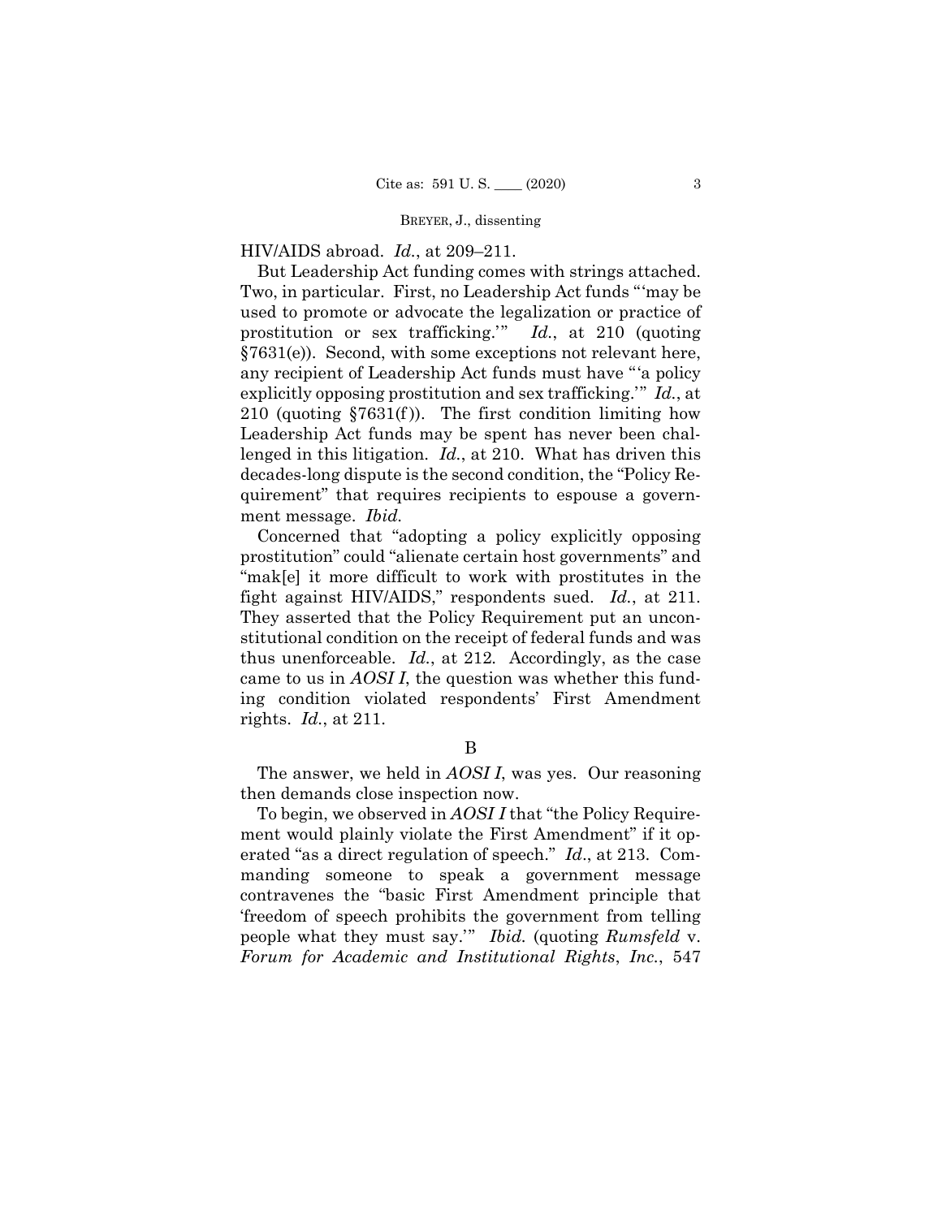HIV/AIDS abroad. *Id.*, at 209–211.

But Leadership Act funding comes with strings attached. Two, in particular. First, no Leadership Act funds "'may be used to promote or advocate the legalization or practice of prostitution or sex trafficking.'" *Id.*, at 210 (quoting §7631(e)). Second, with some exceptions not relevant here, any recipient of Leadership Act funds must have "'a policy explicitly opposing prostitution and sex trafficking.'" *Id.*, at 210 (quoting §7631(f)). The first condition limiting how Leadership Act funds may be spent has never been challenged in this litigation. *Id.*, at 210. What has driven this decades-long dispute is the second condition, the "Policy Requirement" that requires recipients to espouse a government message. *Ibid.*

Concerned that "adopting a policy explicitly opposing prostitution" could "alienate certain host governments" and "mak[e] it more difficult to work with prostitutes in the fight against HIV/AIDS," respondents sued. *Id.*, at 211. They asserted that the Policy Requirement put an unconstitutional condition on the receipt of federal funds and was thus unenforceable. *Id.*, at 212. Accordingly, as the case came to us in *AOSI I*, the question was whether this funding condition violated respondents' First Amendment rights. *Id.*, at 211.

B

The answer, we held in *AOSI I*, was yes. Our reasoning then demands close inspection now.

To begin, we observed in *AOSI I* that "the Policy Requirement would plainly violate the First Amendment" if it operated "as a direct regulation of speech." *Id.*, at 213. Commanding someone to speak a government message contravenes the "basic First Amendment principle that 'freedom of speech prohibits the government from telling people what they must say.'" *Ibid.* (quoting *Rumsfeld* v. *Forum for Academic and Institutional Rights*, *Inc.*, 547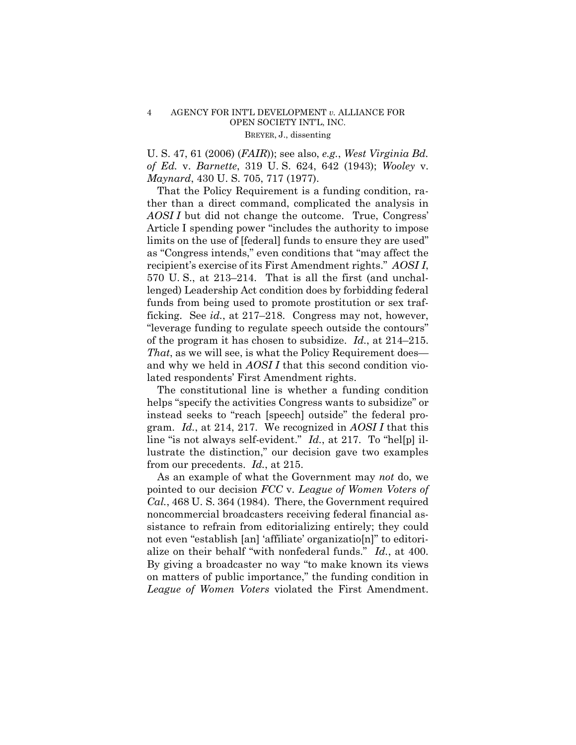U. S. 47, 61 (2006) (*FAIR*)); see also, *e.g.*, *West Virginia Bd. of Ed.* v. *Barnette*, 319 U. S. 624, 642 (1943); *Wooley* v. *Maynard*, 430 U. S. 705, 717 (1977).

That the Policy Requirement is a funding condition, rather than a direct command, complicated the analysis in *AOSI I* but did not change the outcome. True, Congress' Article I spending power "includes the authority to impose limits on the use of [federal] funds to ensure they are used" as "Congress intends," even conditions that "may affect the recipient's exercise of its First Amendment rights." *AOSI I*, 570 U. S., at 213–214. That is all the first (and unchallenged) Leadership Act condition does by forbidding federal funds from being used to promote prostitution or sex trafficking. See *id.*, at 217–218. Congress may not, however, "leverage funding to regulate speech outside the contours" of the program it has chosen to subsidize. *Id.*, at 214–215. *That*, as we will see, is what the Policy Requirement does—and why we held in *AOSI I* that this second condition violated respondents' First Amendment rights.

The constitutional line is whether a funding condition helps "specify the activities Congress wants to subsidize" or instead seeks to "reach [speech] outside" the federal program. *Id.*, at 214, 217. We recognized in *AOSI I* that this line "is not always self-evident." *Id.*, at 217. To "hel[p] illustrate the distinction," our decision gave two examples from our precedents. *Id.*, at 215.

As an example of what the Government may *not* do, we pointed to our decision *FCC* v. *League of Women Voters of Cal.*, 468 U. S. 364 (1984). There, the Government required noncommercial broadcasters receiving federal financial assistance to refrain from editorializing entirely; they could not even "establish [an] 'affiliate' organizatio[n]" to editorialize on their behalf "with nonfederal funds." *Id.*, at 400. By giving a broadcaster no way "to make known its views on matters of public importance," the funding condition in *League of Women Voters* violated the First Amendment.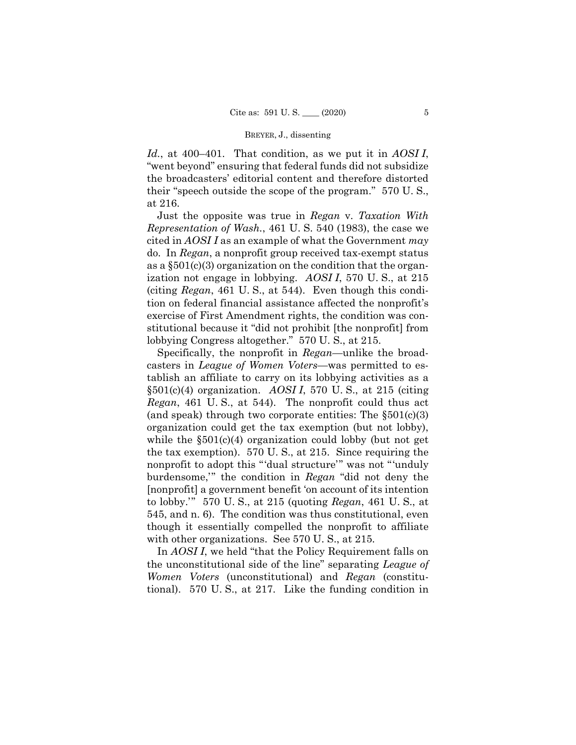*Id.*, at 400–401. That condition, as we put it in *AOSI I*, "went beyond" ensuring that federal funds did not subsidize the broadcasters' editorial content and therefore distorted their "speech outside the scope of the program." 570 U. S., at 216.

Just the opposite was true in *Regan* v. *Taxation With Representation of Wash.*, 461 U. S. 540 (1983), the case we cited in *AOSI I* as an example of what the Government *may* do. In *Regan*, a nonprofit group received tax-exempt status as a §501(c)(3) organization on the condition that the organization not engage in lobbying. *AOSI I*, 570 U. S., at 215 (citing *Regan*, 461 U. S., at 544). Even though this condition on federal financial assistance affected the nonprofit's exercise of First Amendment rights, the condition was constitutional because it "did not prohibit [the nonprofit] from lobbying Congress altogether." 570 U. S., at 215.

Specifically, the nonprofit in *Regan*—unlike the broadcasters in *League of Women Voters*—was permitted to establish an affiliate to carry on its lobbying activities as a §501(c)(4) organization. *AOSI I*, 570 U. S., at 215 (citing *Regan*, 461 U. S., at 544). The nonprofit could thus act (and speak) through two corporate entities: The §501(c)(3) organization could get the tax exemption (but not lobby), while the §501(c)(4) organization could lobby (but not get the tax exemption). 570 U. S., at 215. Since requiring the nonprofit to adopt this "'dual structure'" was not "'unduly burdensome,'" the condition in *Regan* "did not deny the [nonprofit] a government benefit 'on account of its intention to lobby.'" 570 U. S., at 215 (quoting *Regan*, 461 U. S., at 545, and n. 6). The condition was thus constitutional, even though it essentially compelled the nonprofit to affiliate with other organizations. See 570 U. S., at 215.

In *AOSI I*, we held "that the Policy Requirement falls on the unconstitutional side of the line" separating *League of Women Voters* (unconstitutional) and *Regan* (constitutional). 570 U. S., at 217. Like the funding condition in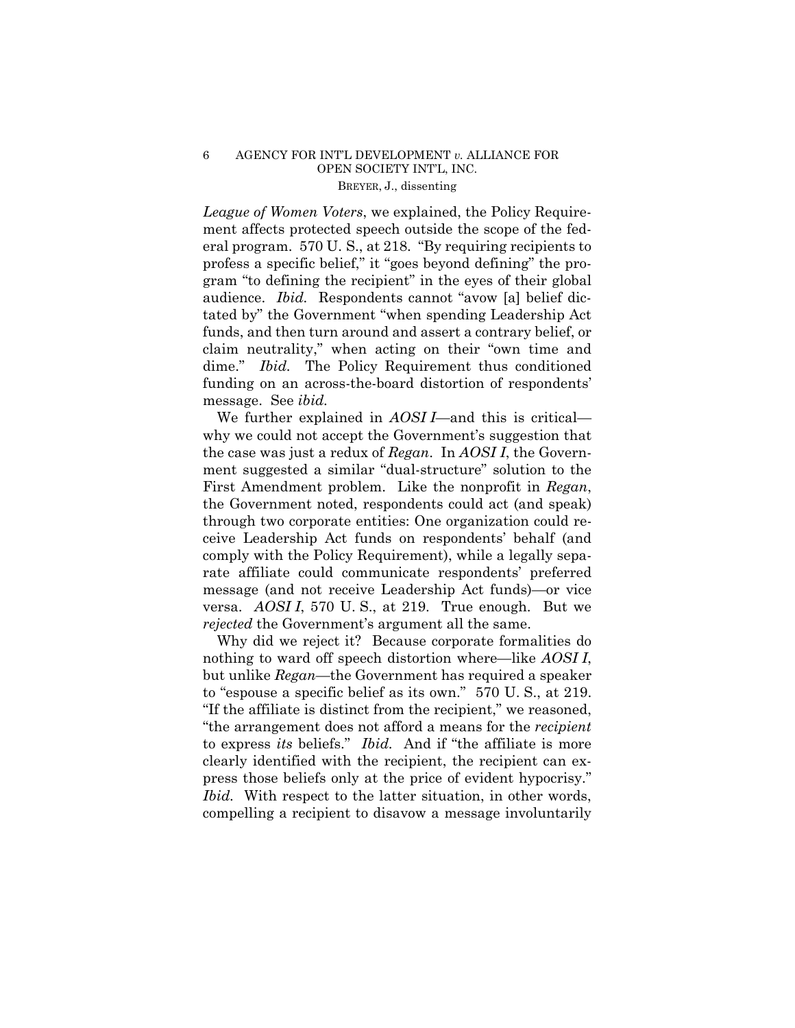*League of Women Voters*, we explained, the Policy Requirement affects protected speech outside the scope of the federal program. 570 U. S., at 218. "By requiring recipients to profess a specific belief," it "goes beyond defining" the program "to defining the recipient" in the eyes of their global audience. *Ibid.* Respondents cannot "avow [a] belief dictated by" the Government "when spending Leadership Act funds, and then turn around and assert a contrary belief, or claim neutrality," when acting on their "own time and dime." *Ibid.* The Policy Requirement thus conditioned funding on an across-the-board distortion of respondents' message. See *ibid.*

We further explained in *AOSI I*—and this is critical—why we could not accept the Government's suggestion that the case was just a redux of *Regan*. In *AOSI I*, the Government suggested a similar "dual-structure" solution to the First Amendment problem. Like the nonprofit in *Regan*, the Government noted, respondents could act (and speak) through two corporate entities: One organization could receive Leadership Act funds on respondents' behalf (and comply with the Policy Requirement), while a legally separate affiliate could communicate respondents' preferred message (and not receive Leadership Act funds)—or vice versa. *AOSI I*, 570 U. S., at 219. True enough. But we *rejected* the Government's argument all the same.

Why did we reject it? Because corporate formalities do nothing to ward off speech distortion where—like *AOSI I*, but unlike *Regan*—the Government has required a speaker to "espouse a specific belief as its own." 570 U. S., at 219. "If the affiliate is distinct from the recipient," we reasoned, "the arrangement does not afford a means for the *recipient* to express *its* beliefs." *Ibid.* And if "the affiliate is more clearly identified with the recipient, the recipient can express those beliefs only at the price of evident hypocrisy." *Ibid.* With respect to the latter situation, in other words, compelling a recipient to disavow a message involuntarily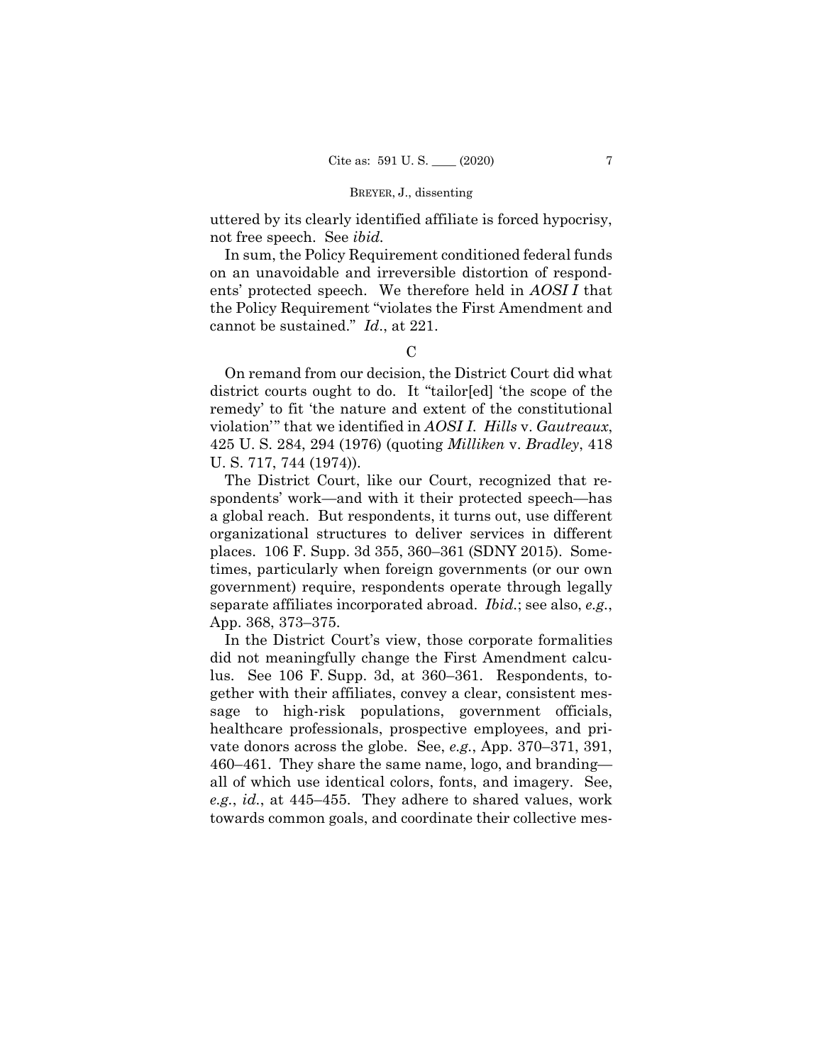uttered by its clearly identified affiliate is forced hypocrisy, not free speech. See *ibid.*

In sum, the Policy Requirement conditioned federal funds on an unavoidable and irreversible distortion of respondents' protected speech. We therefore held in *AOSI I* that the Policy Requirement "violates the First Amendment and cannot be sustained." *Id.*, at 221.

C

On remand from our decision, the District Court did what district courts ought to do. It "tailor[ed] 'the scope of the remedy' to fit 'the nature and extent of the constitutional violation'" that we identified in *AOSI I*. *Hills* v. *Gautreaux*, 425 U. S. 284, 294 (1976) (quoting *Milliken* v. *Bradley*, 418 U. S. 717, 744 (1974)).

The District Court, like our Court, recognized that respondents' work—and with it their protected speech—has a global reach. But respondents, it turns out, use different organizational structures to deliver services in different places. 106 F. Supp. 3d 355, 360–361 (SDNY 2015). Sometimes, particularly when foreign governments (or our own government) require, respondents operate through legally separate affiliates incorporated abroad. *Ibid.*; see also, *e.g.*, App. 368, 373–375.

In the District Court's view, those corporate formalities did not meaningfully change the First Amendment calculus. See 106 F. Supp. 3d, at 360–361. Respondents, together with their affiliates, convey a clear, consistent message to high-risk populations, government officials, healthcare professionals, prospective employees, and private donors across the globe. See, *e.g.*, App. 370–371, 391, 460–461. They share the same name, logo, and branding—all of which use identical colors, fonts, and imagery. See, *e.g.*, *id.*, at 445–455. They adhere to shared values, work towards common goals, and coordinate their collective mes-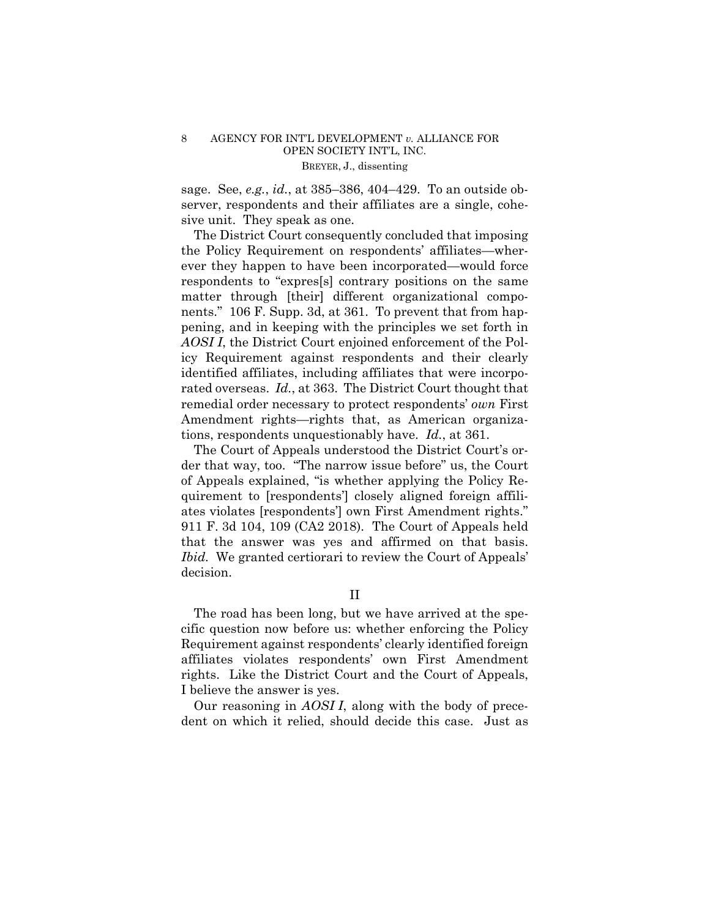sage. See, *e.g.*, *id.*, at 385–386, 404–429. To an outside observer, respondents and their affiliates are a single, cohesive unit. They speak as one.

The District Court consequently concluded that imposing the Policy Requirement on respondents' affiliates—wherever they happen to have been incorporated—would force respondents to "expres[s] contrary positions on the same matter through [their] different organizational components." 106 F. Supp. 3d, at 361. To prevent that from happening, and in keeping with the principles we set forth in *AOSI I*, the District Court enjoined enforcement of the Policy Requirement against respondents and their clearly identified affiliates, including affiliates that were incorporated overseas. *Id.*, at 363. The District Court thought that remedial order necessary to protect respondents' *own* First Amendment rights—rights that, as American organizations, respondents unquestionably have. *Id.*, at 361.

The Court of Appeals understood the District Court's order that way, too. "The narrow issue before" us, the Court of Appeals explained, "is whether applying the Policy Requirement to [respondents'] closely aligned foreign affiliates violates [respondents'] own First Amendment rights." 911 F. 3d 104, 109 (CA2 2018). The Court of Appeals held that the answer was yes and affirmed on that basis. *Ibid.* We granted certiorari to review the Court of Appeals' decision.

## II

The road has been long, but we have arrived at the specific question now before us: whether enforcing the Policy Requirement against respondents' clearly identified foreign affiliates violates respondents' own First Amendment rights. Like the District Court and the Court of Appeals, I believe the answer is yes.

Our reasoning in *AOSI I*, along with the body of precedent on which it relied, should decide this case. Just as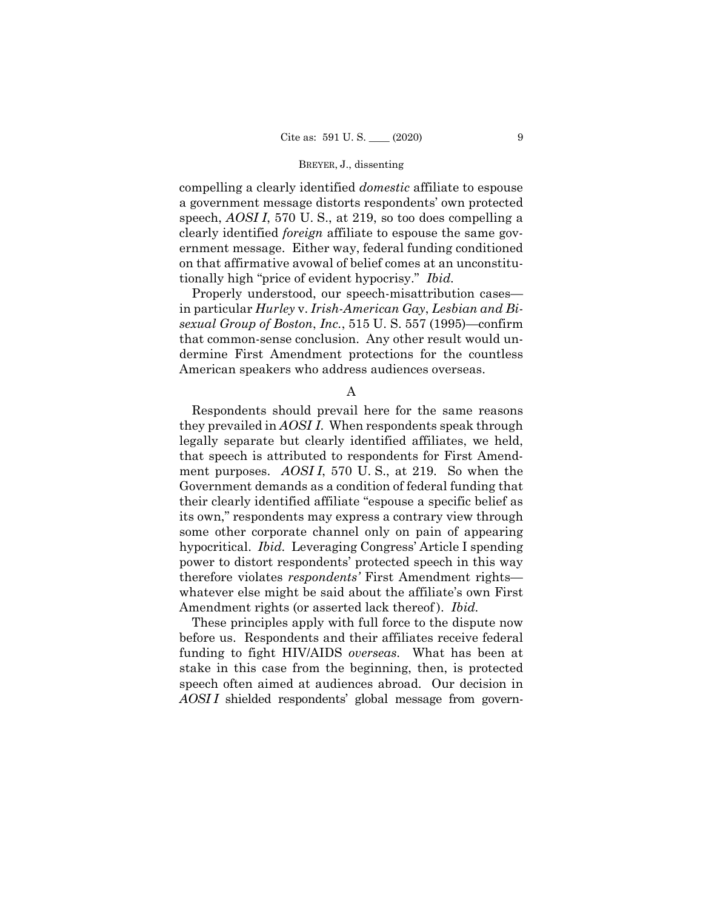compelling a clearly identified *domestic* affiliate to espouse a government message distorts respondents' own protected speech, *AOSI I*, 570 U. S., at 219, so too does compelling a clearly identified *foreign* affiliate to espouse the same government message. Either way, federal funding conditioned on that affirmative avowal of belief comes at an unconstitutionally high "price of evident hypocrisy." *Ibid.*

Properly understood, our speech-misattribution cases—in particular *Hurley* v. *Irish-American Gay, Lesbian and Bisexual Group of Boston, Inc.*, 515 U. S. 557 (1995)—confirm that common-sense conclusion. Any other result would undermine First Amendment protections for the countless American speakers who address audiences overseas.

A

Respondents should prevail here for the same reasons they prevailed in *AOSI I*. When respondents speak through legally separate but clearly identified affiliates, we held, that speech is attributed to respondents for First Amendment purposes. *AOSI I*, 570 U. S., at 219. So when the Government demands as a condition of federal funding that their clearly identified affiliate "espouse a specific belief as its own," respondents may express a contrary view through some other corporate channel only on pain of appearing hypocritical. *Ibid.* Leveraging Congress' Article I spending power to distort respondents' protected speech in this way therefore violates *respondents'* First Amendment rights—whatever else might be said about the affiliate's own First Amendment rights (or asserted lack thereof). *Ibid.*

These principles apply with full force to the dispute now before us. Respondents and their affiliates receive federal funding to fight HIV/AIDS *overseas*. What has been at stake in this case from the beginning, then, is protected speech often aimed at audiences abroad. Our decision in *AOSI I* shielded respondents' global message from govern-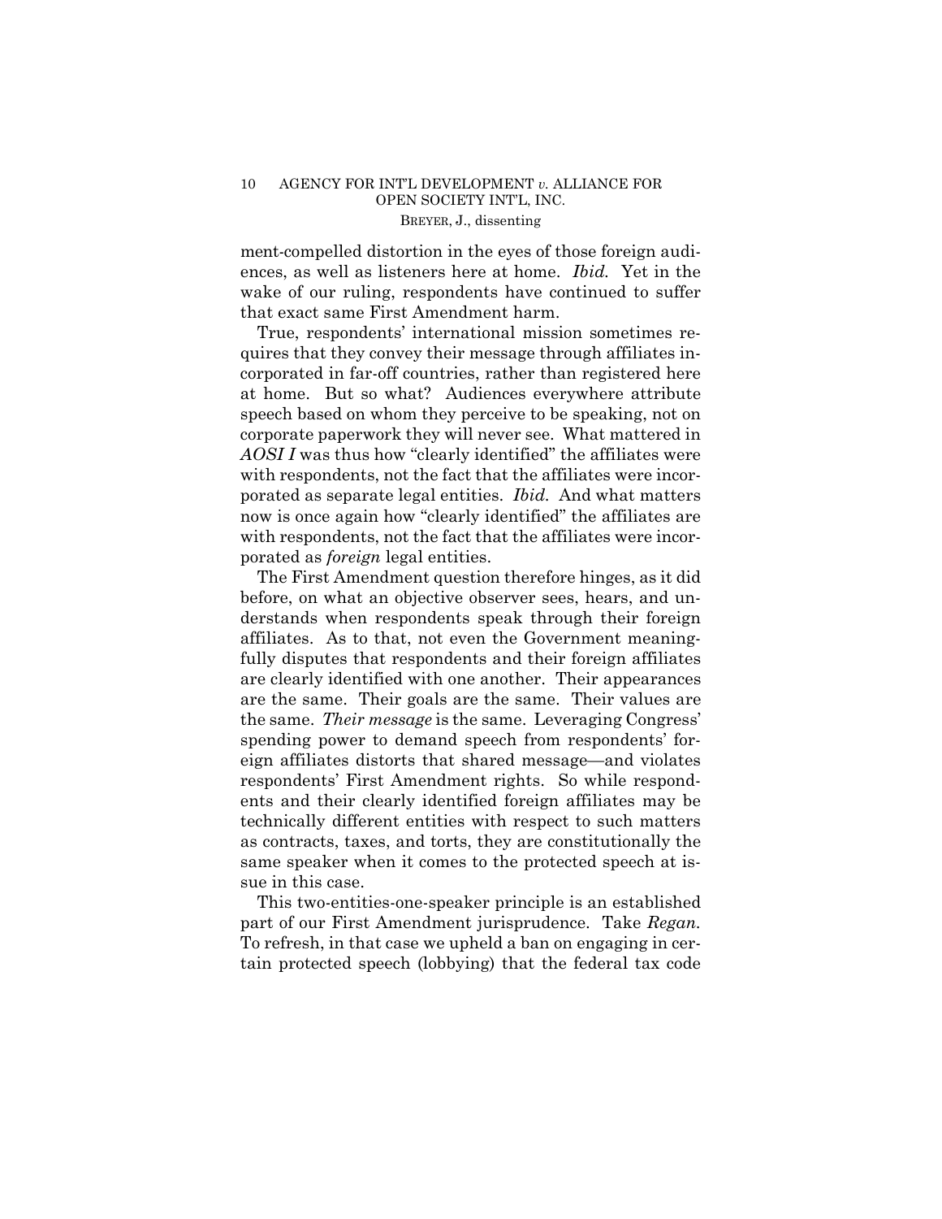ment-compelled distortion in the eyes of those foreign audiences, as well as listeners here at home. *Ibid.* Yet in the wake of our ruling, respondents have continued to suffer that exact same First Amendment harm.

True, respondents' international mission sometimes requires that they convey their message through affiliates incorporated in far-off countries, rather than registered here at home. But so what? Audiences everywhere attribute speech based on whom they perceive to be speaking, not on corporate paperwork they will never see. What mattered in *AOSI I* was thus how "clearly identified" the affiliates were with respondents, not the fact that the affiliates were incorporated as separate legal entities. *Ibid.* And what matters now is once again how "clearly identified" the affiliates are with respondents, not the fact that the affiliates were incorporated as *foreign* legal entities.

The First Amendment question therefore hinges, as it did before, on what an objective observer sees, hears, and understands when respondents speak through their foreign affiliates. As to that, not even the Government meaningfully disputes that respondents and their foreign affiliates are clearly identified with one another. Their appearances are the same. Their goals are the same. Their values are the same. *Their message* is the same. Leveraging Congress' spending power to demand speech from respondents' foreign affiliates distorts that shared message—and violates respondents' First Amendment rights. So while respondents and their clearly identified foreign affiliates may be technically different entities with respect to such matters as contracts, taxes, and torts, they are constitutionally the same speaker when it comes to the protected speech at issue in this case.

This two-entities-one-speaker principle is an established part of our First Amendment jurisprudence. Take *Regan.* To refresh, in that case we upheld a ban on engaging in certain protected speech (lobbying) that the federal tax code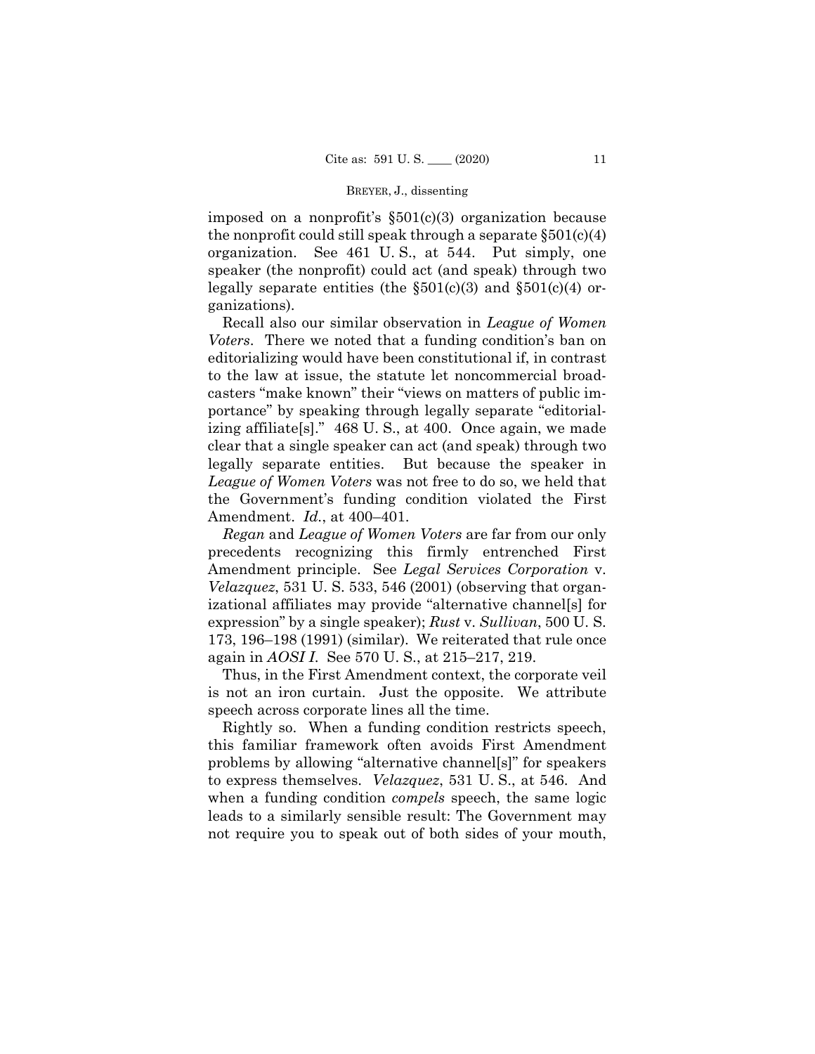imposed on a nonprofit's §501(c)(3) organization because the nonprofit could still speak through a separate §501(c)(4) organization. See 461 U. S., at 544. Put simply, one speaker (the nonprofit) could act (and speak) through two legally separate entities (the §501(c)(3) and §501(c)(4) organizations).

Recall also our similar observation in *League of Women Voters*. There we noted that a funding condition's ban on editorializing would have been constitutional if, in contrast to the law at issue, the statute let noncommercial broadcasters "make known" their "views on matters of public importance" by speaking through legally separate "editorializing affiliate[s]." 468 U. S., at 400. Once again, we made clear that a single speaker can act (and speak) through two legally separate entities. But because the speaker in *League of Women Voters* was not free to do so, we held that the Government's funding condition violated the First Amendment. *Id.*, at 400–401.

*Regan* and *League of Women Voters* are far from our only precedents recognizing this firmly entrenched First Amendment principle. See *Legal Services Corporation* v. *Velazquez*, 531 U. S. 533, 546 (2001) (observing that organizational affiliates may provide "alternative channel[s] for expression" by a single speaker); *Rust* v. *Sullivan*, 500 U. S. 173, 196–198 (1991) (similar). We reiterated that rule once again in *AOSI I*. See 570 U. S., at 215–217, 219.

Thus, in the First Amendment context, the corporate veil is not an iron curtain. Just the opposite. We attribute speech across corporate lines all the time.

Rightly so. When a funding condition restricts speech, this familiar framework often avoids First Amendment problems by allowing "alternative channel[s]" for speakers to express themselves. *Velazquez*, 531 U. S., at 546. And when a funding condition *compels* speech, the same logic leads to a similarly sensible result: The Government may not require you to speak out of both sides of your mouth,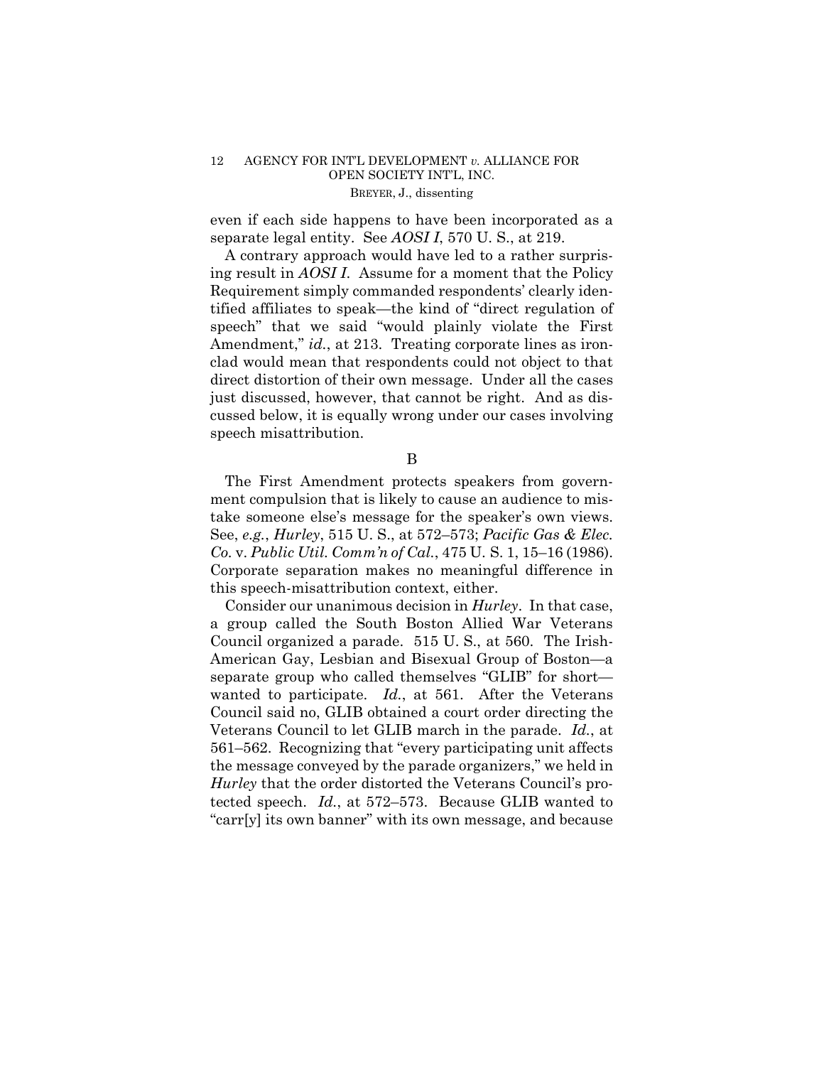even if each side happens to have been incorporated as a separate legal entity. See *AOSI I*, 570 U. S., at 219.

A contrary approach would have led to a rather surprising result in *AOSI I*. Assume for a moment that the Policy Requirement simply commanded respondents' clearly identified affiliates to speak—the kind of "direct regulation of speech" that we said "would plainly violate the First Amendment," *id.*, at 213. Treating corporate lines as ironclad would mean that respondents could not object to that direct distortion of their own message. Under all the cases just discussed, however, that cannot be right. And as discussed below, it is equally wrong under our cases involving speech misattribution.

B

The First Amendment protects speakers from government compulsion that is likely to cause an audience to mistake someone else's message for the speaker's own views. See, *e.g.*, *Hurley*, 515 U. S., at 572–573; *Pacific Gas & Elec. Co.* v. *Public Util. Comm'n of Cal.*, 475 U. S. 1, 15–16 (1986). Corporate separation makes no meaningful difference in this speech-misattribution context, either.

Consider our unanimous decision in *Hurley*. In that case, a group called the South Boston Allied War Veterans Council organized a parade. 515 U. S., at 560. The Irish-American Gay, Lesbian and Bisexual Group of Boston—a separate group who called themselves "GLIB" for short—wanted to participate. *Id.*, at 561. After the Veterans Council said no, GLIB obtained a court order directing the Veterans Council to let GLIB march in the parade. *Id.*, at 561–562. Recognizing that "every participating unit affects the message conveyed by the parade organizers," we held in *Hurley* that the order distorted the Veterans Council's protected speech. *Id.*, at 572–573. Because GLIB wanted to "carr[y] its own banner" with its own message, and because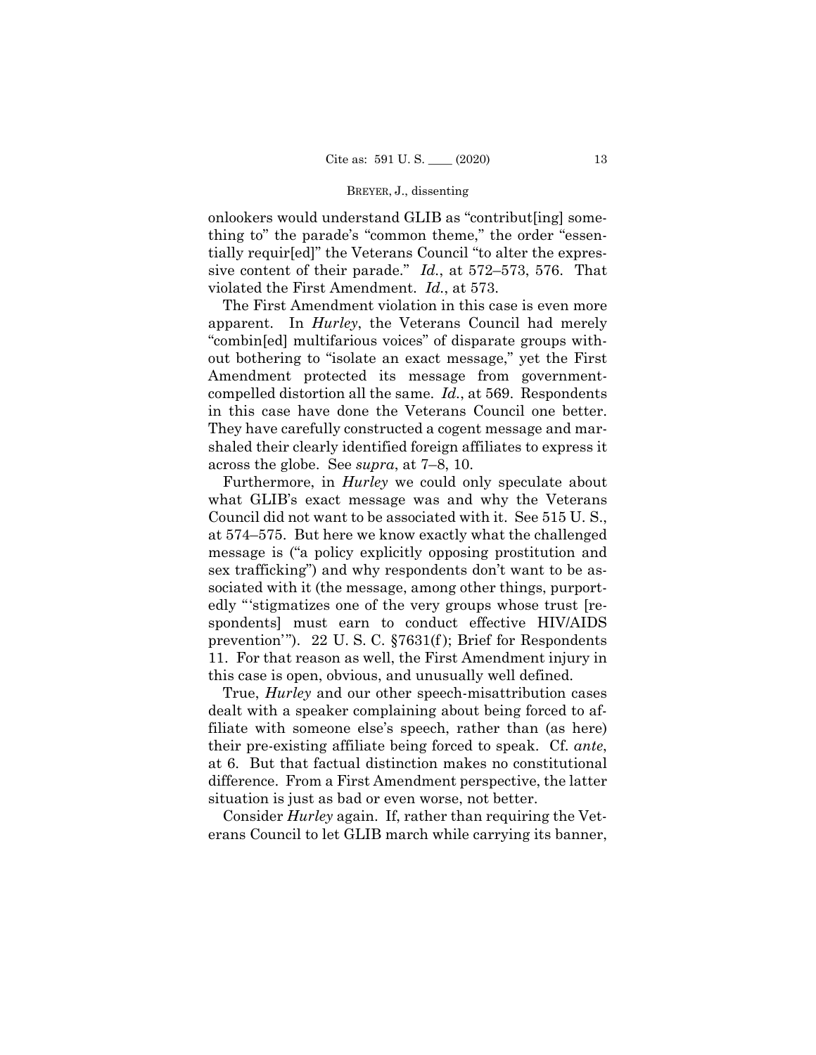onlookers would understand GLIB as "contribut[ing] something to" the parade's "common theme," the order "essentially requir[ed]" the Veterans Council "to alter the expressive content of their parade." *Id.*, at 572–573, 576. That violated the First Amendment. *Id.*, at 573.

The First Amendment violation in this case is even more apparent. In *Hurley*, the Veterans Council had merely "combin[ed] multifarious voices" of disparate groups without bothering to "isolate an exact message," yet the First Amendment protected its message from government-compelled distortion all the same. *Id.*, at 569. Respondents in this case have done the Veterans Council one better. They have carefully constructed a cogent message and marshaled their clearly identified foreign affiliates to express it across the globe. See *supra*, at 7–8, 10.

Furthermore, in *Hurley* we could only speculate about what GLIB's exact message was and why the Veterans Council did not want to be associated with it. See 515 U. S., at 574–575. But here we know exactly what the challenged message is ("a policy explicitly opposing prostitution and sex trafficking") and why respondents don't want to be associated with it (the message, among other things, purportedly "'stigmatizes one of the very groups whose trust [respondents] must earn to conduct effective HIV/AIDS prevention'"). 22 U. S. C. §7631(f); Brief for Respondents 11. For that reason as well, the First Amendment injury in this case is open, obvious, and unusually well defined.

True, *Hurley* and our other speech-misattribution cases dealt with a speaker complaining about being forced to affiliate with someone else's speech, rather than (as here) their pre-existing affiliate being forced to speak. Cf. *ante*, at 6. But that factual distinction makes no constitutional difference. From a First Amendment perspective, the latter situation is just as bad or even worse, not better.

Consider *Hurley* again. If, rather than requiring the Veterans Council to let GLIB march while carrying its banner,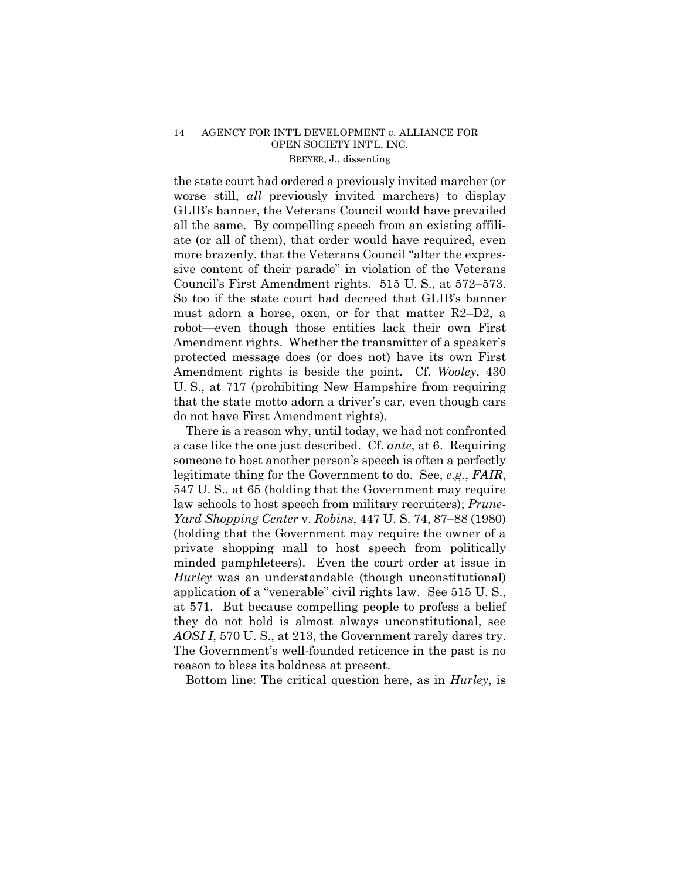the state court had ordered a previously invited marcher (or worse still, *all* previously invited marchers) to display GLIB's banner, the Veterans Council would have prevailed all the same. By compelling speech from an existing affiliate (or all of them), that order would have required, even more brazenly, that the Veterans Council "alter the expressive content of their parade" in violation of the Veterans Council's First Amendment rights. 515 U. S., at 572–573. So too if the state court had decreed that GLIB's banner must adorn a horse, oxen, or for that matter R2–D2, a robot—even though those entities lack their own First Amendment rights. Whether the transmitter of a speaker's protected message does (or does not) have its own First Amendment rights is beside the point. Cf. *Wooley*, 430 U. S., at 717 (prohibiting New Hampshire from requiring that the state motto adorn a driver's car, even though cars do not have First Amendment rights).

There is a reason why, until today, we had not confronted a case like the one just described. Cf. *ante*, at 6. Requiring someone to host another person's speech is often a perfectly legitimate thing for the Government to do. See, *e.g.*, *FAIR*, 547 U. S., at 65 (holding that the Government may require law schools to host speech from military recruiters); *PruneYard Shopping Center* v. *Robins*, 447 U. S. 74, 87–88 (1980) (holding that the Government may require the owner of a private shopping mall to host speech from politically minded pamphleteers). Even the court order at issue in *Hurley* was an understandable (though unconstitutional) application of a "venerable" civil rights law. See 515 U. S., at 571. But because compelling people to profess a belief they do not hold is almost always unconstitutional, see *AOSI I*, 570 U. S., at 213, the Government rarely dares try. The Government's well-founded reticence in the past is no reason to bless its boldness at present.

Bottom line: The critical question here, as in *Hurley*, is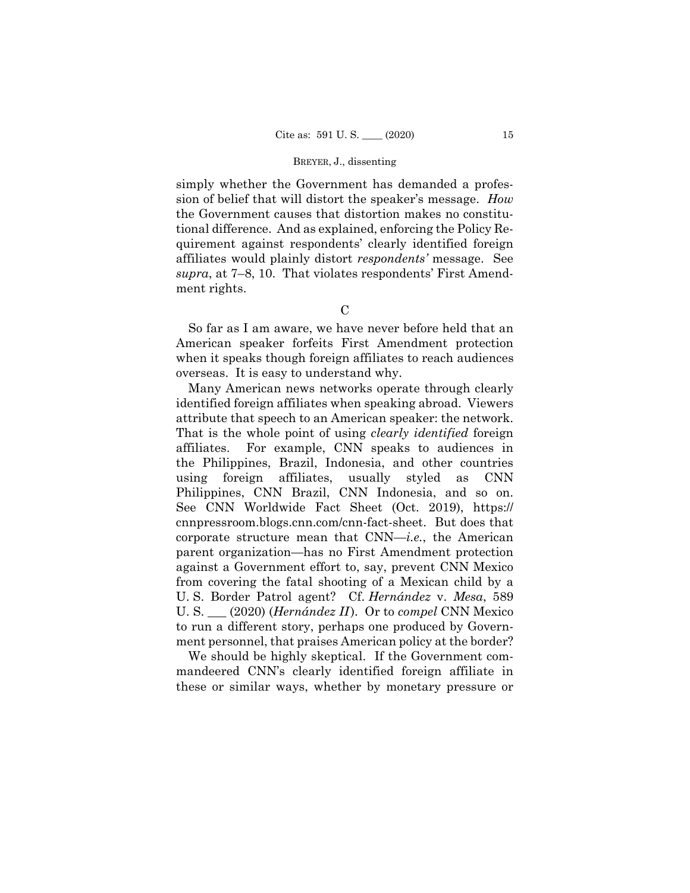simply whether the Government has demanded a profession of belief that will distort the speaker's message. *How* the Government causes that distortion makes no constitutional difference. And as explained, enforcing the Policy Requirement against respondents' clearly identified foreign affiliates would plainly distort *respondents'* message. See *supra*, at 7–8, 10. That violates respondents' First Amendment rights.

C

So far as I am aware, we have never before held that an American speaker forfeits First Amendment protection when it speaks though foreign affiliates to reach audiences overseas. It is easy to understand why.

Many American news networks operate through clearly identified foreign affiliates when speaking abroad. Viewers attribute that speech to an American speaker: the network. That is the whole point of using *clearly identified* foreign affiliates. For example, CNN speaks to audiences in the Philippines, Brazil, Indonesia, and other countries using foreign affiliates, usually styled as CNN Philippines, CNN Brazil, CNN Indonesia, and so on. See CNN Worldwide Fact Sheet (Oct. 2019), https://cnnpressroom.blogs.cnn.com/cnn-fact-sheet. But does that corporate structure mean that CNN—*i.e.*, the American parent organization—has no First Amendment protection against a Government effort to, say, prevent CNN Mexico from covering the fatal shooting of a Mexican child by a U. S. Border Patrol agent? Cf. *Hernández* v. *Mesa*, 589 U. S. ___ (2020) (*Hernández II*). Or to *compel* CNN Mexico to run a different story, perhaps one produced by Government personnel, that praises American policy at the border?

We should be highly skeptical. If the Government commandeered CNN's clearly identified foreign affiliate in these or similar ways, whether by monetary pressure or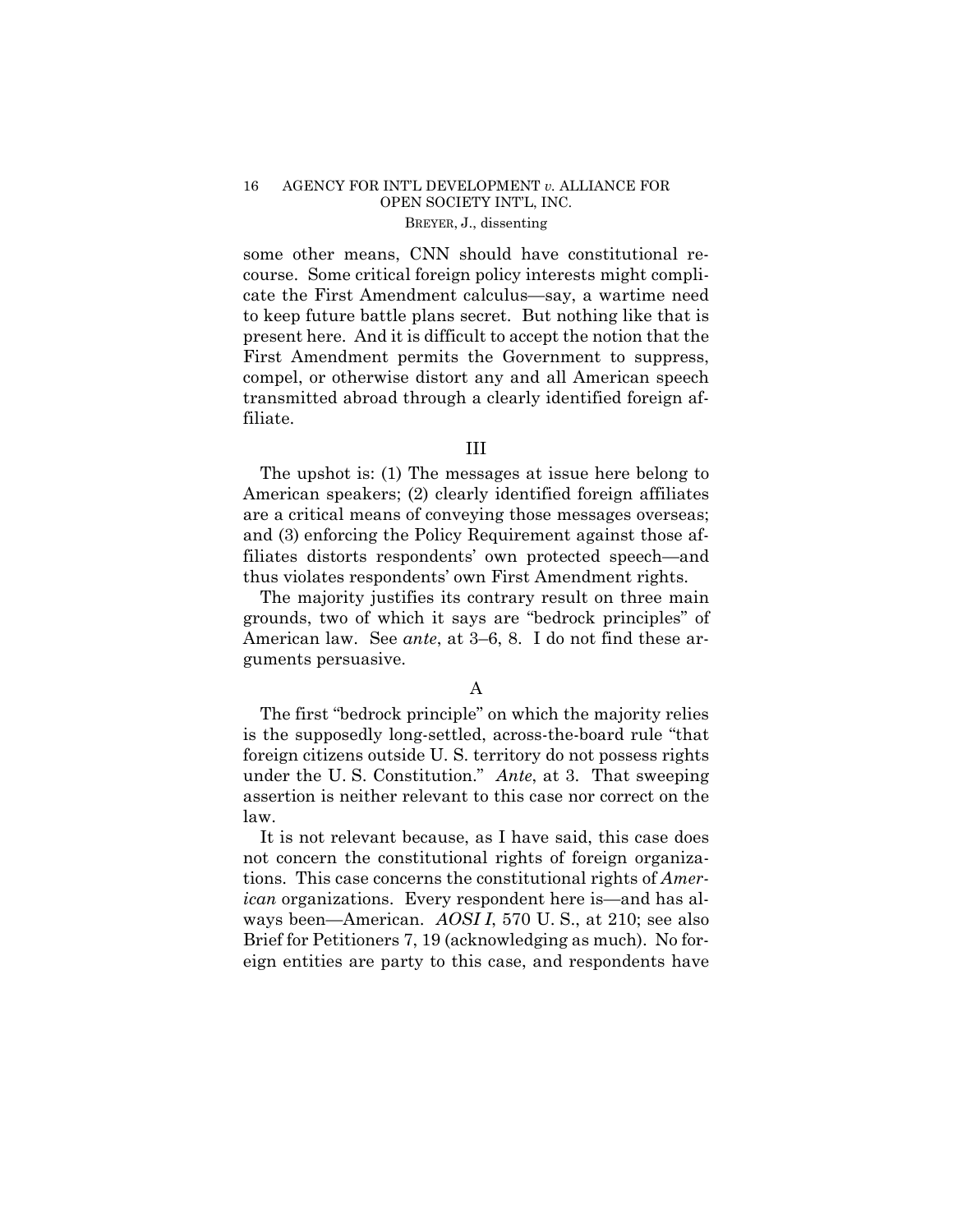some other means, CNN should have constitutional recourse. Some critical foreign policy interests might complicate the First Amendment calculus—say, a wartime need to keep future battle plans secret. But nothing like that is present here. And it is difficult to accept the notion that the First Amendment permits the Government to suppress, compel, or otherwise distort any and all American speech transmitted abroad through a clearly identified foreign affiliate.

III

The upshot is: (1) The messages at issue here belong to American speakers; (2) clearly identified foreign affiliates are a critical means of conveying those messages overseas; and (3) enforcing the Policy Requirement against those affiliates distorts respondents' own protected speech—and thus violates respondents' own First Amendment rights.

The majority justifies its contrary result on three main grounds, two of which it says are "bedrock principles" of American law. See *ante*, at 3–6, 8. I do not find these arguments persuasive.

A

The first "bedrock principle" on which the majority relies is the supposedly long-settled, across-the-board rule "that foreign citizens outside U. S. territory do not possess rights under the U. S. Constitution." *Ante*, at 3. That sweeping assertion is neither relevant to this case nor correct on the law.

It is not relevant because, as I have said, this case does not concern the constitutional rights of foreign organizations. This case concerns the constitutional rights of *American* organizations. Every respondent here is—and has always been—American. *AOSI I*, 570 U. S., at 210; see also Brief for Petitioners 7, 19 (acknowledging as much). No foreign entities are party to this case, and respondents have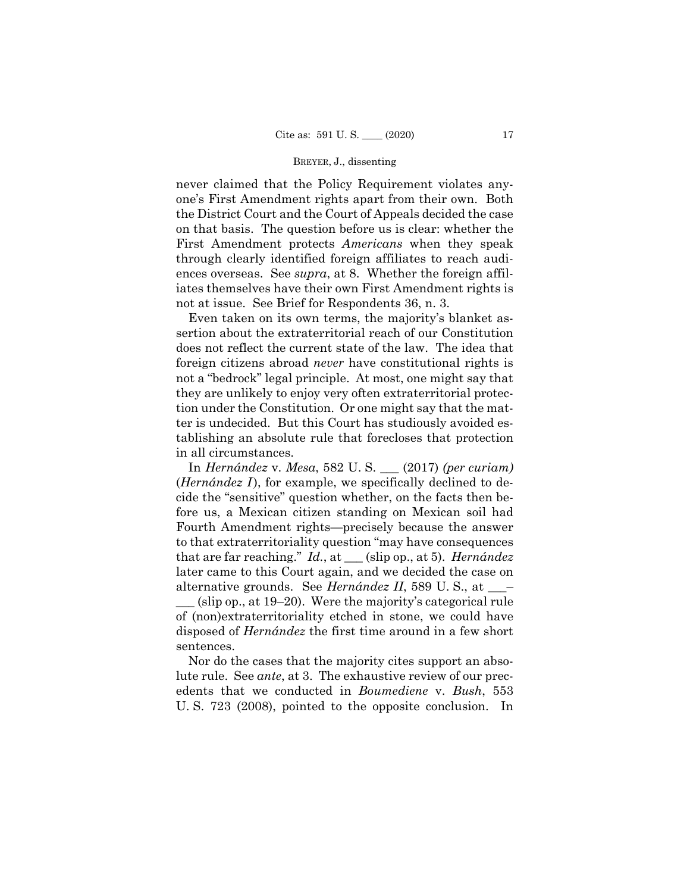never claimed that the Policy Requirement violates anyone's First Amendment rights apart from their own. Both the District Court and the Court of Appeals decided the case on that basis. The question before us is clear: whether the First Amendment protects *Americans* when they speak through clearly identified foreign affiliates to reach audiences overseas. See *supra*, at 8. Whether the foreign affiliates themselves have their own First Amendment rights is not at issue. See Brief for Respondents 36, n. 3.

Even taken on its own terms, the majority's blanket assertion about the extraterritorial reach of our Constitution does not reflect the current state of the law. The idea that foreign citizens abroad *never* have constitutional rights is not a "bedrock" legal principle. At most, one might say that they are unlikely to enjoy very often extraterritorial protection under the Constitution. Or one might say that the matter is undecided. But this Court has studiously avoided establishing an absolute rule that forecloses that protection in all circumstances.

In *Hernández* v. *Mesa*, 582 U. S. ___ (2017) *(per curiam)* (*Hernández I*), for example, we specifically declined to decide the "sensitive" question whether, on the facts then before us, a Mexican citizen standing on Mexican soil had Fourth Amendment rights—precisely because the answer to that extraterritoriality question "may have consequences that are far reaching." *Id.*, at ___ (slip op., at 5). *Hernández* later came to this Court again, and we decided the case on alternative grounds. See *Hernández II*, 589 U. S., at ___–___ (slip op., at 19–20). Were the majority's categorical rule of (non)extraterritoriality etched in stone, we could have disposed of *Hernández* the first time around in a few short sentences.

Nor do the cases that the majority cites support an absolute rule. See *ante*, at 3. The exhaustive review of our precedents that we conducted in *Boumediene* v. *Bush*, 553 U. S. 723 (2008), pointed to the opposite conclusion. In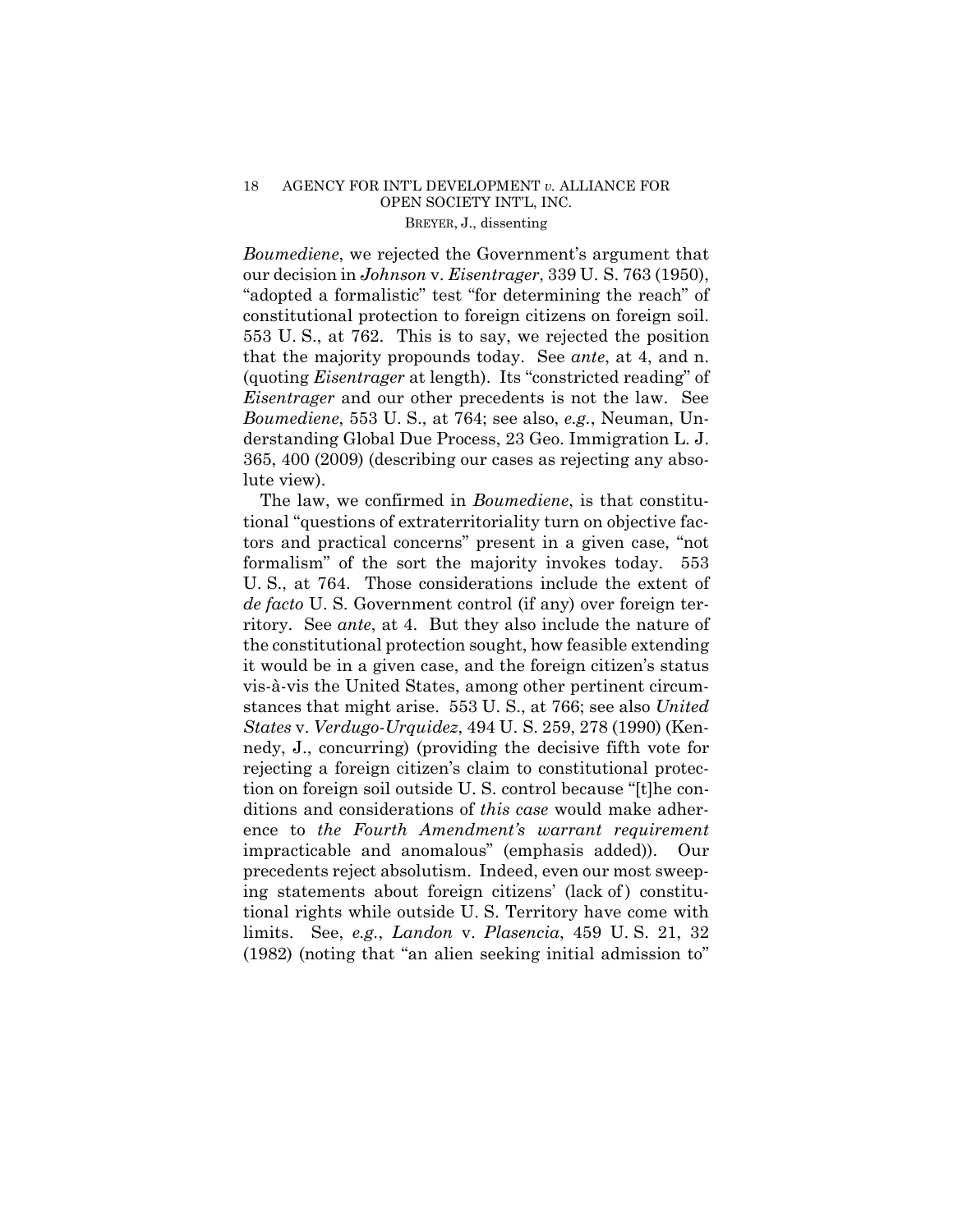*Boumediene*, we rejected the Government's argument that our decision in *Johnson* v. *Eisentrager*, 339 U. S. 763 (1950), "adopted a formalistic" test "for determining the reach" of constitutional protection to foreign citizens on foreign soil. 553 U. S., at 762. This is to say, we rejected the position that the majority propounds today. See *ante*, at 4, and n. (quoting *Eisentrager* at length). Its "constricted reading" of *Eisentrager* and our other precedents is not the law. See *Boumediene*, 553 U. S., at 764; see also, *e.g.*, Neuman, Understanding Global Due Process, 23 Geo. Immigration L. J. 365, 400 (2009) (describing our cases as rejecting any absolute view).

The law, we confirmed in *Boumediene*, is that constitutional "questions of extraterritoriality turn on objective factors and practical concerns" present in a given case, "not formalism" of the sort the majority invokes today. 553 U. S., at 764. Those considerations include the extent of *de facto* U. S. Government control (if any) over foreign territory. See *ante*, at 4. But they also include the nature of the constitutional protection sought, how feasible extending it would be in a given case, and the foreign citizen's status vis-à-vis the United States, among other pertinent circumstances that might arise. 553 U. S., at 766; see also *United States* v. *Verdugo-Urquidez*, 494 U. S. 259, 278 (1990) (Kennedy, J., concurring) (providing the decisive fifth vote for rejecting a foreign citizen's claim to constitutional protection on foreign soil outside U. S. control because "[t]he conditions and considerations of *this case* would make adherence to *the Fourth Amendment's warrant requirement* impracticable and anomalous" (emphasis added)). Our precedents reject absolutism. Indeed, even our most sweeping statements about foreign citizens' (lack of) constitutional rights while outside U. S. Territory have come with limits. See, *e.g.*, *Landon* v. *Plasencia*, 459 U. S. 21, 32 (1982) (noting that "an alien seeking initial admission to"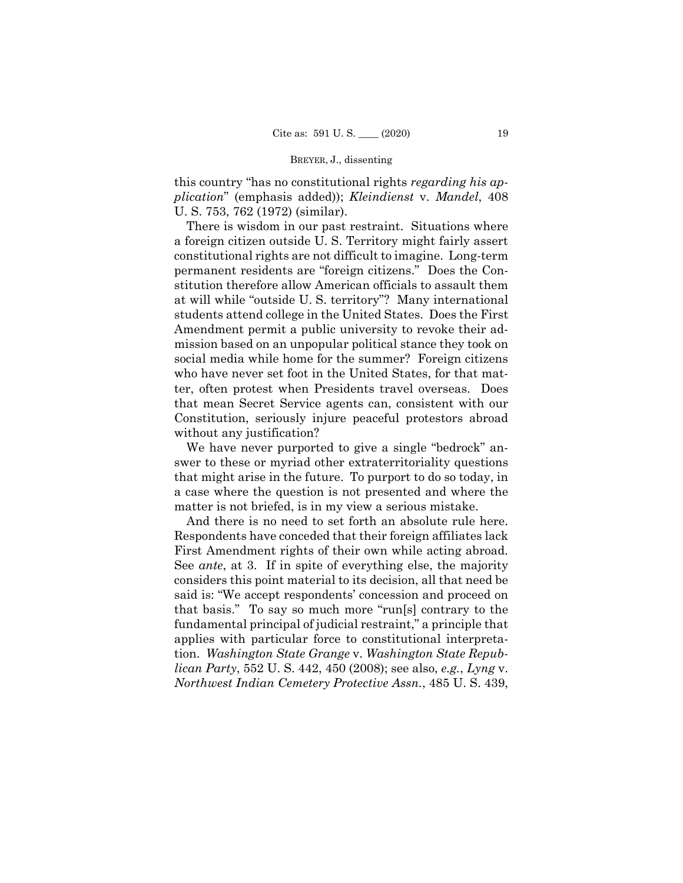this country "has no constitutional rights *regarding his application*" (emphasis added)); *Kleindienst* v. *Mandel*, 408 U. S. 753, 762 (1972) (similar).

There is wisdom in our past restraint. Situations where a foreign citizen outside U. S. Territory might fairly assert constitutional rights are not difficult to imagine. Long-term permanent residents are "foreign citizens." Does the Constitution therefore allow American officials to assault them at will while "outside U. S. territory"? Many international students attend college in the United States. Does the First Amendment permit a public university to revoke their admission based on an unpopular political stance they took on social media while home for the summer? Foreign citizens who have never set foot in the United States, for that matter, often protest when Presidents travel overseas. Does that mean Secret Service agents can, consistent with our Constitution, seriously injure peaceful protestors abroad without any justification?

We have never purported to give a single "bedrock" answer to these or myriad other extraterritoriality questions that might arise in the future. To purport to do so today, in a case where the question is not presented and where the matter is not briefed, is in my view a serious mistake.

And there is no need to set forth an absolute rule here. Respondents have conceded that their foreign affiliates lack First Amendment rights of their own while acting abroad. See *ante*, at 3. If in spite of everything else, the majority considers this point material to its decision, all that need be said is: "We accept respondents' concession and proceed on that basis." To say so much more "run[s] contrary to the fundamental principal of judicial restraint," a principle that applies with particular force to constitutional interpretation. *Washington State Grange* v. *Washington State Republican Party*, 552 U. S. 442, 450 (2008); see also, *e.g.*, *Lyng* v. *Northwest Indian Cemetery Protective Assn.*, 485 U. S. 439,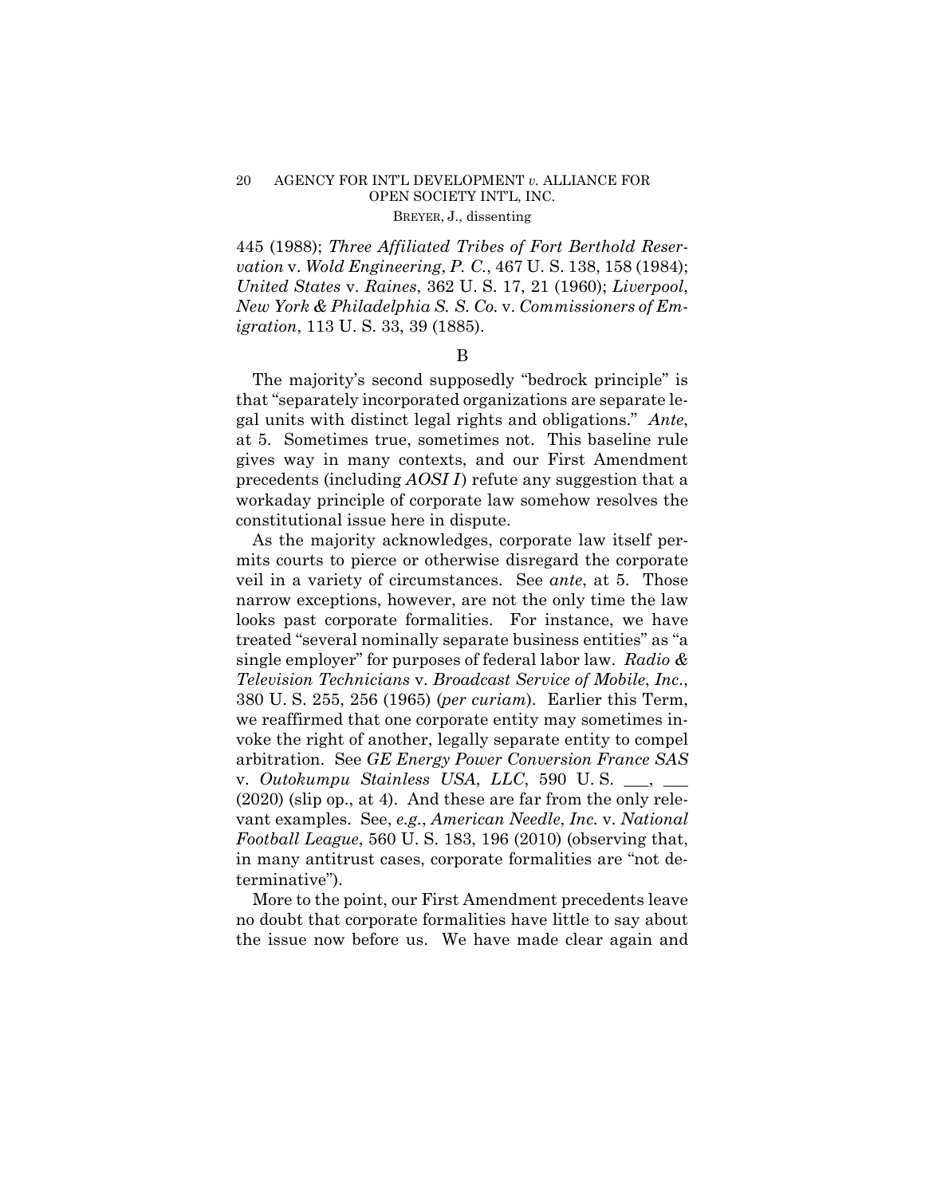445 (1988); *Three Affiliated Tribes of Fort Berthold Reservation* v. *Wold Engineering*, *P. C.*, 467 U. S. 138, 158 (1984); *United States* v. *Raines*, 362 U. S. 17, 21 (1960); *Liverpool, New York & Philadelphia S. S. Co.* v. *Commissioners of Emigration*, 113 U. S. 33, 39 (1885).

B

The majority's second supposedly "bedrock principle" is that "separately incorporated organizations are separate legal units with distinct legal rights and obligations." *Ante*, at 5. Sometimes true, sometimes not. This baseline rule gives way in many contexts, and our First Amendment precedents (including *AOSI I*) refute any suggestion that a workaday principle of corporate law somehow resolves the constitutional issue here in dispute.

As the majority acknowledges, corporate law itself permits courts to pierce or otherwise disregard the corporate veil in a variety of circumstances. See *ante*, at 5. Those narrow exceptions, however, are not the only time the law looks past corporate formalities. For instance, we have treated "several nominally separate business entities" as "a single employer" for purposes of federal labor law. *Radio & Television Technicians* v. *Broadcast Service of Mobile*, *Inc.*, 380 U. S. 255, 256 (1965) (*per curiam*). Earlier this Term, we reaffirmed that one corporate entity may sometimes invoke the right of another, legally separate entity to compel arbitration. See *GE Energy Power Conversion France SAS* v. *Outokumpu Stainless USA*, *LLC*, 590 U. S. \_\_\_, \_\_\_ (2020) (slip op., at 4). And these are far from the only relevant examples. See, *e.g.*, *American Needle*, *Inc.* v. *National Football League*, 560 U. S. 183, 196 (2010) (observing that, in many antitrust cases, corporate formalities are "not determinative").

More to the point, our First Amendment precedents leave no doubt that corporate formalities have little to say about the issue now before us. We have made clear again and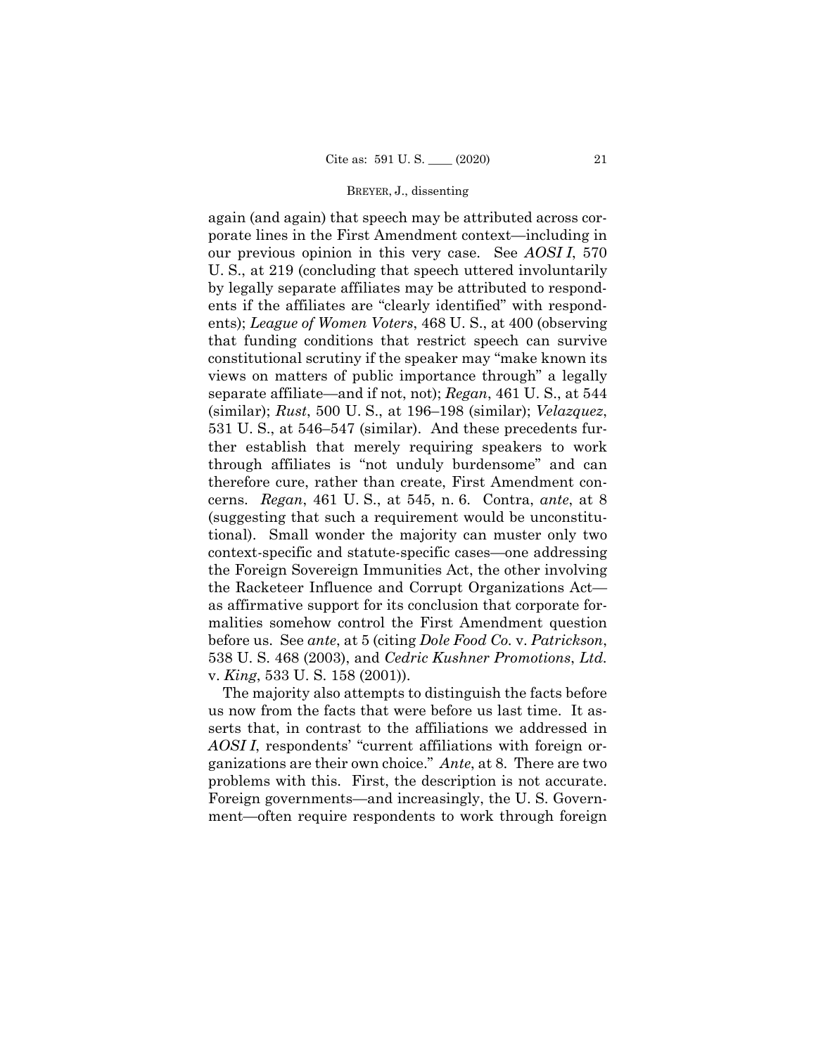again (and again) that speech may be attributed across corporate lines in the First Amendment context—including in our previous opinion in this very case. See *AOSI I*, 570 U. S., at 219 (concluding that speech uttered involuntarily by legally separate affiliates may be attributed to respondents if the affiliates are "clearly identified" with respondents); *League of Women Voters*, 468 U. S., at 400 (observing that funding conditions that restrict speech can survive constitutional scrutiny if the speaker may "make known its views on matters of public importance through" a legally separate affiliate—and if not, not); *Regan*, 461 U. S., at 544 (similar); *Rust*, 500 U. S., at 196–198 (similar); *Velazquez*, 531 U. S., at 546–547 (similar). And these precedents further establish that merely requiring speakers to work through affiliates is "not unduly burdensome" and can therefore cure, rather than create, First Amendment concerns. *Regan*, 461 U. S., at 545, n. 6. Contra, *ante*, at 8 (suggesting that such a requirement would be unconstitutional). Small wonder the majority can muster only two context-specific and statute-specific cases—one addressing the Foreign Sovereign Immunities Act, the other involving the Racketeer Influence and Corrupt Organizations Act—as affirmative support for its conclusion that corporate formalities somehow control the First Amendment question before us. See *ante*, at 5 (citing *Dole Food Co.* v. *Patrickson*, 538 U. S. 468 (2003), and *Cedric Kushner Promotions*, *Ltd.* v. *King*, 533 U. S. 158 (2001)).

The majority also attempts to distinguish the facts before us now from the facts that were before us last time. It asserts that, in contrast to the affiliations we addressed in *AOSI I*, respondents' "current affiliations with foreign organizations are their own choice." *Ante*, at 8. There are two problems with this. First, the description is not accurate. Foreign governments—and increasingly, the U. S. Government—often require respondents to work through foreign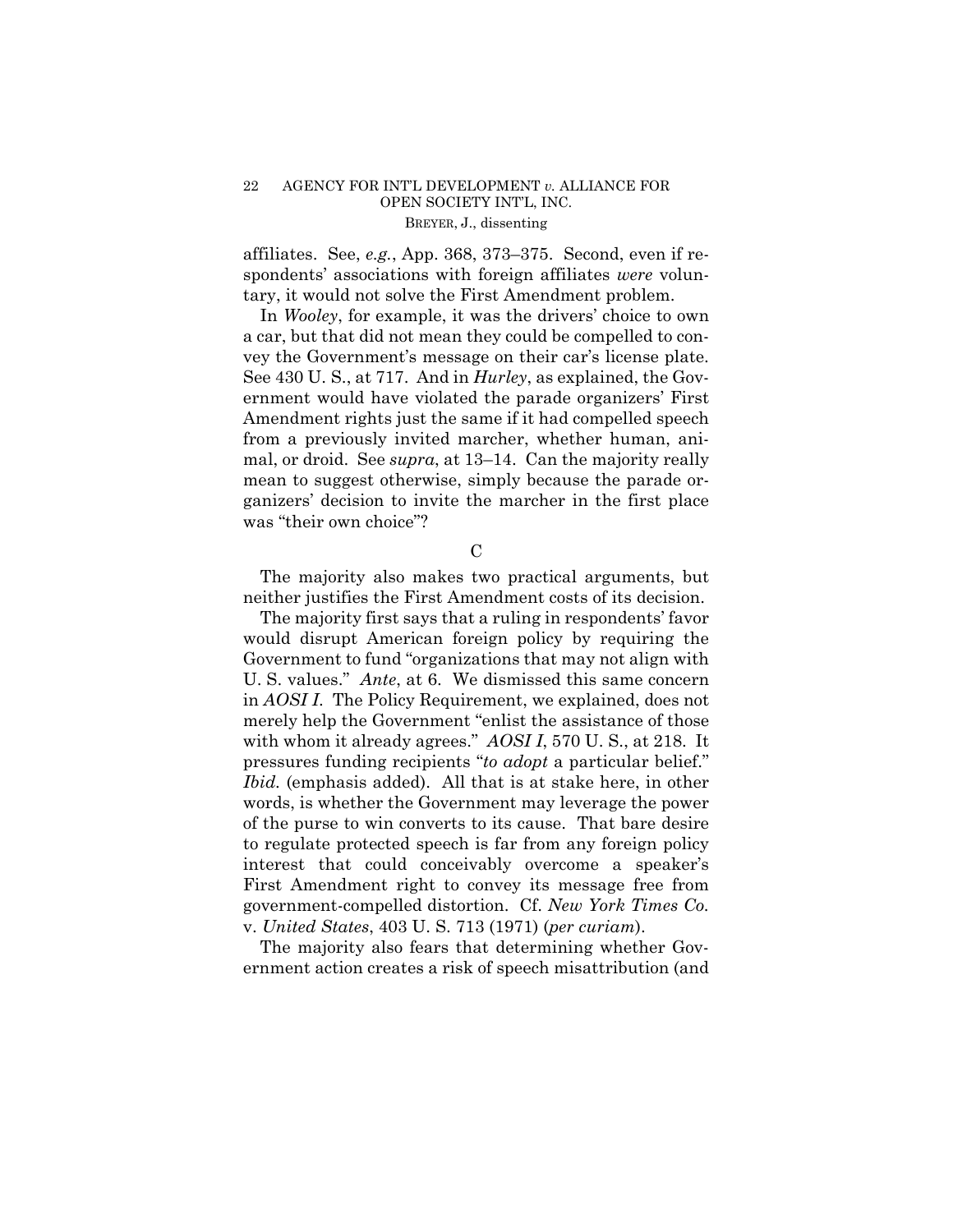affiliates. See, *e.g.*, App. 368, 373–375. Second, even if respondents' associations with foreign affiliates *were* voluntary, it would not solve the First Amendment problem.

In *Wooley*, for example, it was the drivers' choice to own a car, but that did not mean they could be compelled to convey the Government's message on their car's license plate. See 430 U. S., at 717. And in *Hurley*, as explained, the Government would have violated the parade organizers' First Amendment rights just the same if it had compelled speech from a previously invited marcher, whether human, animal, or droid. See *supra*, at 13–14. Can the majority really mean to suggest otherwise, simply because the parade organizers' decision to invite the marcher in the first place was "their own choice"?

C

The majority also makes two practical arguments, but neither justifies the First Amendment costs of its decision.

The majority first says that a ruling in respondents' favor would disrupt American foreign policy by requiring the Government to fund "organizations that may not align with U. S. values." *Ante*, at 6. We dismissed this same concern in *AOSI I*. The Policy Requirement, we explained, does not merely help the Government "enlist the assistance of those with whom it already agrees." *AOSI I*, 570 U. S., at 218. It pressures funding recipients "*to adopt* a particular belief." *Ibid.* (emphasis added). All that is at stake here, in other words, is whether the Government may leverage the power of the purse to win converts to its cause. That bare desire to regulate protected speech is far from any foreign policy interest that could conceivably overcome a speaker's First Amendment right to convey its message free from government-compelled distortion. Cf. *New York Times Co.* v. *United States*, 403 U. S. 713 (1971) (*per curiam*).

The majority also fears that determining whether Government action creates a risk of speech misattribution (and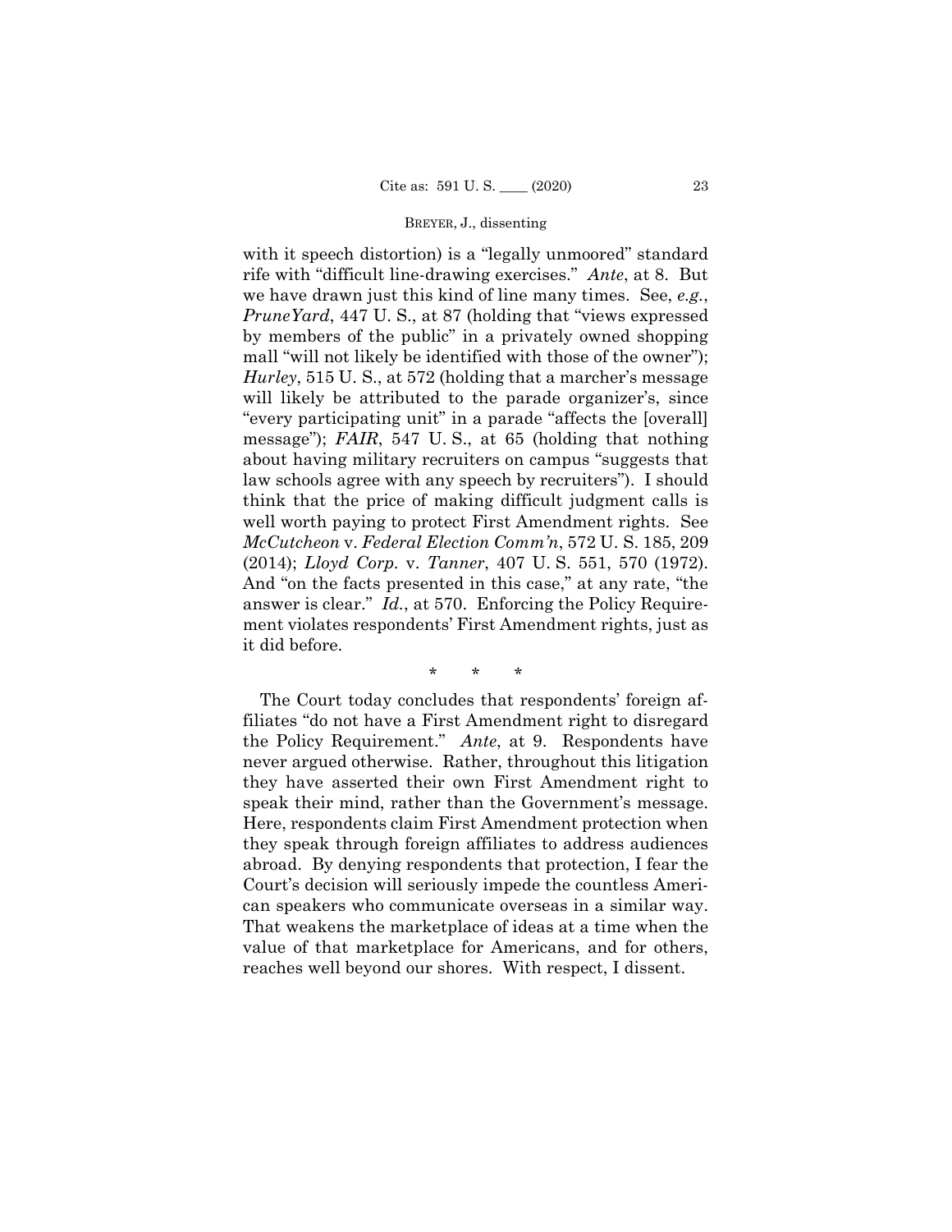with it speech distortion) is a "legally unmoored" standard rife with "difficult line-drawing exercises." *Ante*, at 8. But we have drawn just this kind of line many times. See, *e.g.*, *PruneYard*, 447 U. S., at 87 (holding that "views expressed by members of the public" in a privately owned shopping mall "will not likely be identified with those of the owner"); *Hurley*, 515 U. S., at 572 (holding that a marcher's message will likely be attributed to the parade organizer's, since "every participating unit" in a parade "affects the [overall] message"); *FAIR*, 547 U. S., at 65 (holding that nothing about having military recruiters on campus "suggests that law schools agree with any speech by recruiters"). I should think that the price of making difficult judgment calls is well worth paying to protect First Amendment rights. See *McCutcheon* v. *Federal Election Comm'n*, 572 U. S. 185, 209 (2014); *Lloyd Corp.* v. *Tanner*, 407 U. S. 551, 570 (1972). And "on the facts presented in this case," at any rate, "the answer is clear." *Id.*, at 570. Enforcing the Policy Requirement violates respondents' First Amendment rights, just as it did before.

\* \* \*

The Court today concludes that respondents' foreign affiliates "do not have a First Amendment right to disregard the Policy Requirement." *Ante*, at 9. Respondents have never argued otherwise. Rather, throughout this litigation they have asserted their own First Amendment right to speak their mind, rather than the Government's message. Here, respondents claim First Amendment protection when they speak through foreign affiliates to address audiences abroad. By denying respondents that protection, I fear the Court's decision will seriously impede the countless American speakers who communicate overseas in a similar way. That weakens the marketplace of ideas at a time when the value of that marketplace for Americans, and for others, reaches well beyond our shores. With respect, I dissent.